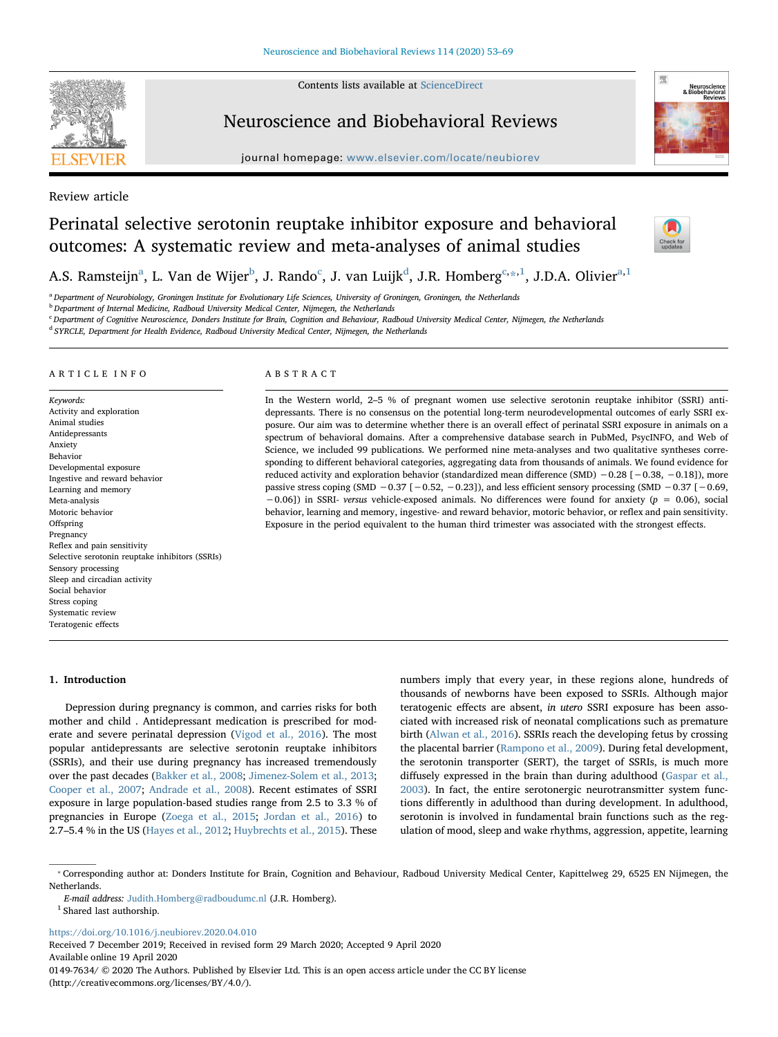Review article

# Perinatal selective serotonin reuptake inhibitor exposure and behavioral outcomes: A systematic review and meta-analyses of animal studies

A.S. Ramsteijn[a], L. Van de Wijer[b], J. Rando[c], J. van Luijk[d], J.R. Homberg[c,*,1], J.D.A. Olivier[a,1]

[a] Department of Neurobiology, Groningen Institute for Evolutionary Life Sciences, University of Groningen, Groningen, the Netherlands
[b] Department of Internal Medicine, Radboud University Medical Center, Nijmegen, the Netherlands
[c] Department of Cognitive Neuroscience, Donders Institute for Brain, Cognition and Behaviour, Radboud University Medical Center, Nijmegen, the Netherlands
[d] SYRCLE, Department for Health Evidence, Radboud University Medical Center, Nijmegen, the Netherlands

## ARTICLE INFO

*Keywords:*
Activity and exploration
Animal studies
Antidepressants
Anxiety
Behavior
Developmental exposure
Ingestive and reward behavior
Learning and memory
Meta-analysis
Motoric behavior
Offspring
Pregnancy
Reflex and pain sensitivity
Selective serotonin reuptake inhibitors (SSRIs)
Sensory processing
Sleep and circadian activity
Social behavior
Stress coping
Systematic review
Teratogenic effects

## ABSTRACT

In the Western world, 2–5 % of pregnant women use selective serotonin reuptake inhibitor (SSRI) antidepressants. There is no consensus on the potential long-term neurodevelopmental outcomes of early SSRI exposure. Our aim was to determine whether there is an overall effect of perinatal SSRI exposure in animals on a spectrum of behavioral domains. After a comprehensive database search in PubMed, PsycINFO, and Web of Science, we included 99 publications. We performed nine meta-analyses and two qualitative syntheses corresponding to different behavioral categories, aggregating data from thousands of animals. We found evidence for reduced activity and exploration behavior (standardized mean difference (SMD) −0.28 [−0.38, −0.18]), more passive stress coping (SMD −0.37 [−0.52, −0.23]), and less efficient sensory processing (SMD −0.37 [−0.69, −0.06]) in SSRI- *versus* vehicle-exposed animals. No differences were found for anxiety ($p$ = 0.06), social behavior, learning and memory, ingestive- and reward behavior, motoric behavior, or reflex and pain sensitivity. Exposure in the period equivalent to the human third trimester was associated with the strongest effects.

## 1. Introduction

Depression during pregnancy is common, and carries risks for both mother and child . Antidepressant medication is prescribed for moderate and severe perinatal depression (Vigod et al., 2016). The most popular antidepressants are selective serotonin reuptake inhibitors (SSRIs), and their use during pregnancy has increased tremendously over the past decades (Bakker et al., 2008; Jimenez-Solem et al., 2013; Cooper et al., 2007; Andrade et al., 2008). Recent estimates of SSRI exposure in large population-based studies range from 2.5 to 3.3 % of pregnancies in Europe (Zoega et al., 2015; Jordan et al., 2016) to 2.7–5.4 % in the US (Hayes et al., 2012; Huybrechts et al., 2015). These numbers imply that every year, in these regions alone, hundreds of thousands of newborns have been exposed to SSRIs. Although major teratogenic effects are absent, *in utero* SSRI exposure has been associated with increased risk of neonatal complications such as premature birth (Alwan et al., 2016). SSRIs reach the developing fetus by crossing the placental barrier (Rampono et al., 2009). During fetal development, the serotonin transporter (SERT), the target of SSRIs, is much more diffusely expressed in the brain than during adulthood (Gaspar et al., 2003). In fact, the entire serotonergic neurotransmitter system functions differently in adulthood than during development. In adulthood, serotonin is involved in fundamental brain functions such as the regulation of mood, sleep and wake rhythms, aggression, appetite, learning

* Corresponding author at: Donders Institute for Brain, Cognition and Behaviour, Radboud University Medical Center, Kapittelweg 29, 6525 EN Nijmegen, the Netherlands.
*E-mail address:* Judith.Homberg@radboudumc.nl (J.R. Homberg).
[1] Shared last authorship.

https://doi.org/10.1016/j.neubiorev.2020.04.010
Received 7 December 2019; Received in revised form 29 March 2020; Accepted 9 April 2020
Available online 19 April 2020
0149-7634/ © 2020 The Authors. Published by Elsevier Ltd. This is an open access article under the CC BY license (http://creativecommons.org/licenses/BY/4.0/).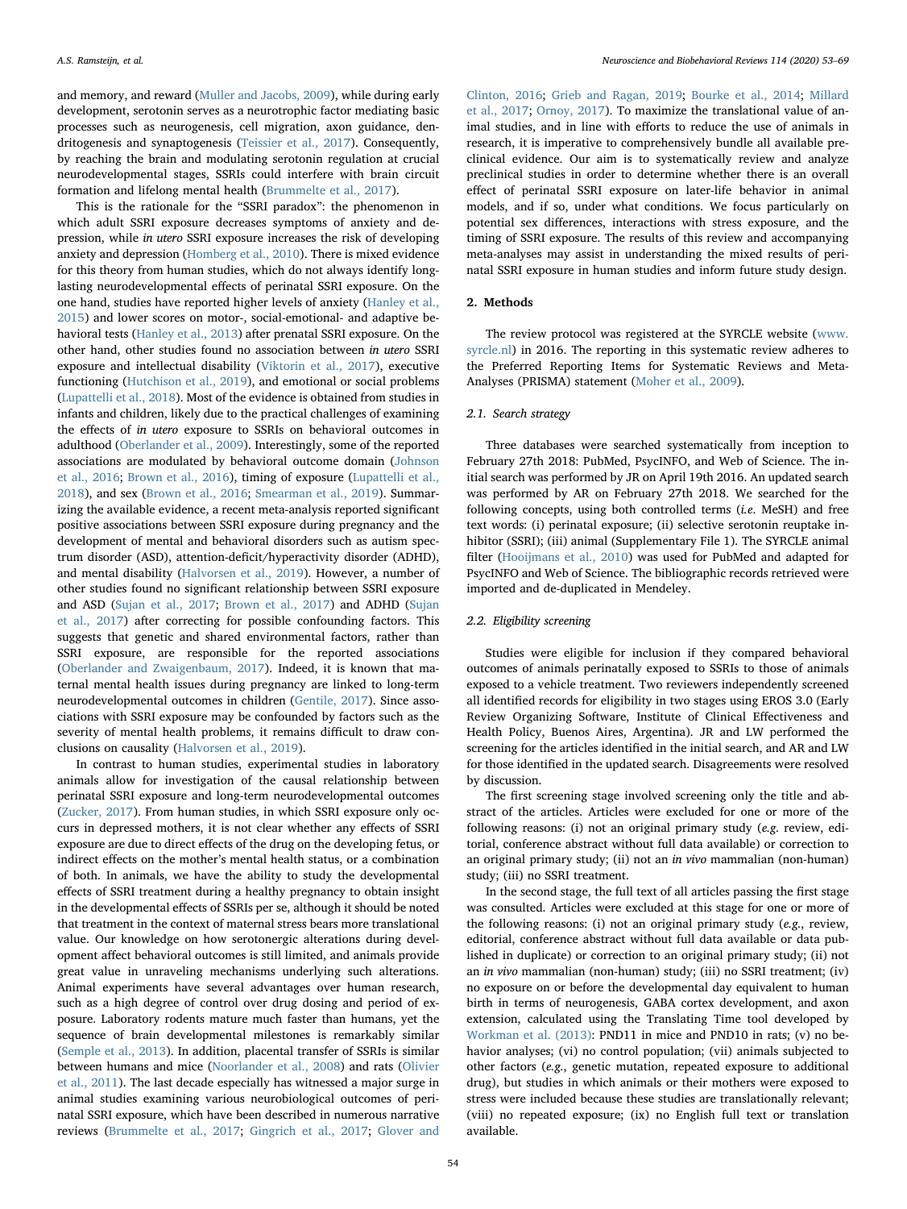and memory, and reward (Muller and Jacobs, 2009), while during early development, serotonin serves as a neurotrophic factor mediating basic processes such as neurogenesis, cell migration, axon guidance, dendritogenesis and synaptogenesis (Teissier et al., 2017). Consequently, by reaching the brain and modulating serotonin regulation at crucial neurodevelopmental stages, SSRIs could interfere with brain circuit formation and lifelong mental health (Brummelte et al., 2017).

This is the rationale for the "SSRI paradox": the phenomenon in which adult SSRI exposure decreases symptoms of anxiety and depression, while *in utero* SSRI exposure increases the risk of developing anxiety and depression (Homberg et al., 2010). There is mixed evidence for this theory from human studies, which do not always identify long-lasting neurodevelopmental effects of perinatal SSRI exposure. On the one hand, studies have reported higher levels of anxiety (Hanley et al., 2015) and lower scores on motor-, social-emotional- and adaptive behavioral tests (Hanley et al., 2013) after prenatal SSRI exposure. On the other hand, other studies found no association between *in utero* SSRI exposure and intellectual disability (Viktorin et al., 2017), executive functioning (Hutchison et al., 2019), and emotional or social problems (Lupattelli et al., 2018). Most of the evidence is obtained from studies in infants and children, likely due to the practical challenges of examining the effects of *in utero* exposure to SSRIs on behavioral outcomes in adulthood (Oberlander et al., 2009). Interestingly, some of the reported associations are modulated by behavioral outcome domain (Johnson et al., 2016; Brown et al., 2016), timing of exposure (Lupattelli et al., 2018), and sex (Brown et al., 2016; Smearman et al., 2019). Summarizing the available evidence, a recent meta-analysis reported significant positive associations between SSRI exposure during pregnancy and the development of mental and behavioral disorders such as autism spectrum disorder (ASD), attention-deficit/hyperactivity disorder (ADHD), and mental disability (Halvorsen et al., 2019). However, a number of other studies found no significant relationship between SSRI exposure and ASD (Sujan et al., 2017; Brown et al., 2017) and ADHD (Sujan et al., 2017) after correcting for possible confounding factors. This suggests that genetic and shared environmental factors, rather than SSRI exposure, are responsible for the reported associations (Oberlander and Zwaigenbaum, 2017). Indeed, it is known that maternal mental health issues during pregnancy are linked to long-term neurodevelopmental outcomes in children (Gentile, 2017). Since associations with SSRI exposure may be confounded by factors such as the severity of mental health problems, it remains difficult to draw conclusions on causality (Halvorsen et al., 2019).

In contrast to human studies, experimental studies in laboratory animals allow for investigation of the causal relationship between perinatal SSRI exposure and long-term neurodevelopmental outcomes (Zucker, 2017). From human studies, in which SSRI exposure only occurs in depressed mothers, it is not clear whether any effects of SSRI exposure are due to direct effects of the drug on the developing fetus, or indirect effects on the mother's mental health status, or a combination of both. In animals, we have the ability to study the developmental effects of SSRI treatment during a healthy pregnancy to obtain insight in the developmental effects of SSRIs per se, although it should be noted that treatment in the context of maternal stress bears more translational value. Our knowledge on how serotonergic alterations during development affect behavioral outcomes is still limited, and animals provide great value in unraveling mechanisms underlying such alterations. Animal experiments have several advantages over human research, such as a high degree of control over drug dosing and period of exposure. Laboratory rodents mature much faster than humans, yet the sequence of brain developmental milestones is remarkably similar (Semple et al., 2013). In addition, placental transfer of SSRIs is similar between humans and mice (Noorlander et al., 2008) and rats (Olivier et al., 2011). The last decade especially has witnessed a major surge in animal studies examining various neurobiological outcomes of perinatal SSRI exposure, which have been described in numerous narrative reviews (Brummelte et al., 2017; Gingrich et al., 2017; Glover and Clinton, 2016; Grieb and Ragan, 2019; Bourke et al., 2014; Millard et al., 2017; Ornoy, 2017). To maximize the translational value of animal studies, and in line with efforts to reduce the use of animals in research, it is imperative to comprehensively bundle all available preclinical evidence. Our aim is to systematically review and analyze preclinical studies in order to determine whether there is an overall effect of perinatal SSRI exposure on later-life behavior in animal models, and if so, under what conditions. We focus particularly on potential sex differences, interactions with stress exposure, and the timing of SSRI exposure. The results of this review and accompanying meta-analyses may assist in understanding the mixed results of perinatal SSRI exposure in human studies and inform future study design.

## 2. Methods

The review protocol was registered at the SYRCLE website (www.syrcle.nl) in 2016. The reporting in this systematic review adheres to the Preferred Reporting Items for Systematic Reviews and Meta-Analyses (PRISMA) statement (Moher et al., 2009).

### 2.1. Search strategy

Three databases were searched systematically from inception to February 27th 2018: PubMed, PsycINFO, and Web of Science. The initial search was performed by JR on April 19th 2016. An updated search was performed by AR on February 27th 2018. We searched for the following concepts, using both controlled terms (*i.e.* MeSH) and free text words: (i) perinatal exposure; (ii) selective serotonin reuptake inhibitor (SSRI); (iii) animal (Supplementary File 1). The SYRCLE animal filter (Hooijmans et al., 2010) was used for PubMed and adapted for PsycINFO and Web of Science. The bibliographic records retrieved were imported and de-duplicated in Mendeley.

### 2.2. Eligibility screening

Studies were eligible for inclusion if they compared behavioral outcomes of animals perinatally exposed to SSRIs to those of animals exposed to a vehicle treatment. Two reviewers independently screened all identified records for eligibility in two stages using EROS 3.0 (Early Review Organizing Software, Institute of Clinical Effectiveness and Health Policy, Buenos Aires, Argentina). JR and LW performed the screening for the articles identified in the initial search, and AR and LW for those identified in the updated search. Disagreements were resolved by discussion.

The first screening stage involved screening only the title and abstract of the articles. Articles were excluded for one or more of the following reasons: (i) not an original primary study (*e.g.* review, editorial, conference abstract without full data available) or correction to an original primary study; (ii) not an *in vivo* mammalian (non-human) study; (iii) no SSRI treatment.

In the second stage, the full text of all articles passing the first stage was consulted. Articles were excluded at this stage for one or more of the following reasons: (i) not an original primary study (*e.g.*, review, editorial, conference abstract without full data available or data published in duplicate) or correction to an original primary study; (ii) not an *in vivo* mammalian (non-human) study; (iii) no SSRI treatment; (iv) no exposure on or before the developmental day equivalent to human birth in terms of neurogenesis, GABA cortex development, and axon extension, calculated using the Translating Time tool developed by Workman et al. (2013): PND11 in mice and PND10 in rats; (v) no behavior analyses; (vi) no control population; (vii) animals subjected to other factors (*e.g.*, genetic mutation, repeated exposure to additional drug), but studies in which animals or their mothers were exposed to stress were included because these studies are translationally relevant; (viii) no repeated exposure; (ix) no English full text or translation available.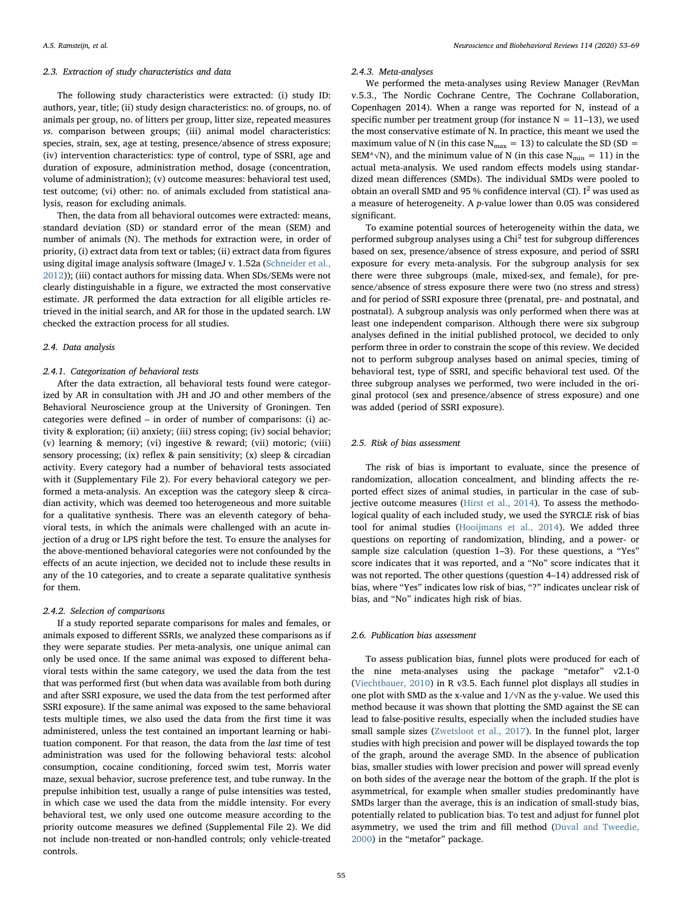### 2.3. Extraction of study characteristics and data

The following study characteristics were extracted: (i) study ID: authors, year, title; (ii) study design characteristics: no. of groups, no. of animals per group, no. of litters per group, litter size, repeated measures *vs*. comparison between groups; (iii) animal model characteristics: species, strain, sex, age at testing, presence/absence of stress exposure; (iv) intervention characteristics: type of control, type of SSRI, age and duration of exposure, administration method, dosage (concentration, volume of administration); (v) outcome measures: behavioral test used, test outcome; (vi) other: no. of animals excluded from statistical analysis, reason for excluding animals.

Then, the data from all behavioral outcomes were extracted: means, standard deviation (SD) or standard error of the mean (SEM) and number of animals (N). The methods for extraction were, in order of priority, (i) extract data from text or tables; (ii) extract data from figures using digital image analysis software (ImageJ v. 1.52a (Schneider et al., 2012)); (iii) contact authors for missing data. When SDs/SEMs were not clearly distinguishable in a figure, we extracted the most conservative estimate. JR performed the data extraction for all eligible articles retrieved in the initial search, and AR for those in the updated search. LW checked the extraction process for all studies.

### 2.4. Data analysis

#### 2.4.1. Categorization of behavioral tests

After the data extraction, all behavioral tests found were categorized by AR in consultation with JH and JO and other members of the Behavioral Neuroscience group at the University of Groningen. Ten categories were defined – in order of number of comparisons: (i) activity & exploration; (ii) anxiety; (iii) stress coping; (iv) social behavior; (v) learning & memory; (vi) ingestive & reward; (vii) motoric; (viii) sensory processing; (ix) reflex & pain sensitivity; (x) sleep & circadian activity. Every category had a number of behavioral tests associated with it (Supplementary File 2). For every behavioral category we performed a meta-analysis. An exception was the category sleep & circadian activity, which was deemed too heterogeneous and more suitable for a qualitative synthesis. There was an eleventh category of behavioral tests, in which the animals were challenged with an acute injection of a drug or LPS right before the test. To ensure the analyses for the above-mentioned behavioral categories were not confounded by the effects of an acute injection, we decided not to include these results in any of the 10 categories, and to create a separate qualitative synthesis for them.

#### 2.4.2. Selection of comparisons

If a study reported separate comparisons for males and females, or animals exposed to different SSRIs, we analyzed these comparisons as if they were separate studies. Per meta-analysis, one unique animal can only be used once. If the same animal was exposed to different behavioral tests within the same category, we used the data from the test that was performed first (but when data was available from both during and after SSRI exposure, we used the data from the test performed after SSRI exposure). If the same animal was exposed to the same behavioral tests multiple times, we also used the data from the first time it was administered, unless the test contained an important learning or habituation component. For that reason, the data from the *last* time of test administration was used for the following behavioral tests: alcohol consumption, cocaine conditioning, forced swim test, Morris water maze, sexual behavior, sucrose preference test, and tube runway. In the prepulse inhibition test, usually a range of pulse intensities was tested, in which case we used the data from the middle intensity. For every behavioral test, we only used one outcome measure according to the priority outcome measures we defined (Supplemental File 2). We did not include non-treated or non-handled controls; only vehicle-treated controls.

#### 2.4.3. Meta-analyses

We performed the meta-analyses using Review Manager (RevMan v.5.3., The Nordic Cochrane Centre, The Cochrane Collaboration, Copenhagen 2014). When a range was reported for N, instead of a specific number per treatment group (for instance N = 11–13), we used the most conservative estimate of N. In practice, this meant we used the maximum value of N (in this case $N_{max}$ = 13) to calculate the SD (SD = SEM*√N), and the minimum value of N (in this case $N_{min}$ = 11) in the actual meta-analysis. We used random effects models using standardized mean differences (SMDs). The individual SMDs were pooled to obtain an overall SMD and 95 % confidence interval (CI). $I^2$ was used as a measure of heterogeneity. A *p*-value lower than 0.05 was considered significant.

To examine potential sources of heterogeneity within the data, we performed subgroup analyses using a $Chi^2$ test for subgroup differences based on sex, presence/absence of stress exposure, and period of SSRI exposure for every meta-analysis. For the subgroup analysis for sex there were three subgroups (male, mixed-sex, and female), for presence/absence of stress exposure there were two (no stress and stress) and for period of SSRI exposure three (prenatal, pre- and postnatal, and postnatal). A subgroup analysis was only performed when there was at least one independent comparison. Although there were six subgroup analyses defined in the initial published protocol, we decided to only perform three in order to constrain the scope of this review. We decided not to perform subgroup analyses based on animal species, timing of behavioral test, type of SSRI, and specific behavioral test used. Of the three subgroup analyses we performed, two were included in the original protocol (sex and presence/absence of stress exposure) and one was added (period of SSRI exposure).

### 2.5. Risk of bias assessment

The risk of bias is important to evaluate, since the presence of randomization, allocation concealment, and blinding affects the reported effect sizes of animal studies, in particular in the case of subjective outcome measures (Hirst et al., 2014). To assess the methodological quality of each included study, we used the SYRCLE risk of bias tool for animal studies (Hooijmans et al., 2014). We added three questions on reporting of randomization, blinding, and a power- or sample size calculation (question 1–3). For these questions, a "Yes" score indicates that it was reported, and a "No" score indicates that it was not reported. The other questions (question 4–14) addressed risk of bias, where "Yes" indicates low risk of bias, "?" indicates unclear risk of bias, and "No" indicates high risk of bias.

### 2.6. Publication bias assessment

To assess publication bias, funnel plots were produced for each of the nine meta-analyses using the package "metafor" v2.1-0 (Viechtbauer, 2010) in R v3.5. Each funnel plot displays all studies in one plot with SMD as the x-value and 1/√N as the y-value. We used this method because it was shown that plotting the SMD against the SE can lead to false-positive results, especially when the included studies have small sample sizes (Zwetsloot et al., 2017). In the funnel plot, larger studies with high precision and power will be displayed towards the top of the graph, around the average SMD. In the absence of publication bias, smaller studies with lower precision and power will spread evenly on both sides of the average near the bottom of the graph. If the plot is asymmetrical, for example when smaller studies predominantly have SMDs larger than the average, this is an indication of small-study bias, potentially related to publication bias. To test and adjust for funnel plot asymmetry, we used the trim and fill method (Duval and Tweedie, 2000) in the "metafor" package.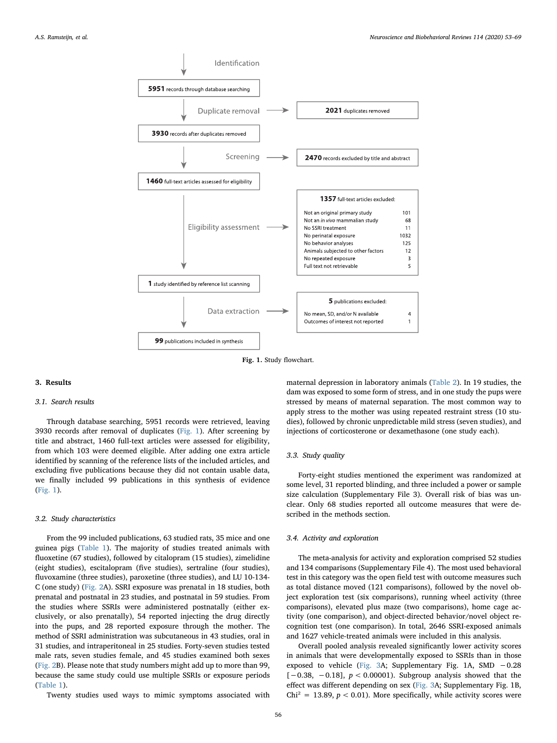Identification

**5951** records through database searching

Duplicate removal

**2021** duplicates removed

**3930** records after duplicates removed

Screening

**2470** records excluded by title and abstract

**1460** full-text articles assessed for eligibility

Eligibility assessment

**1357** full-text articles excluded:

Not an original primary study 101
Not an *in vivo* mammalian study 68
No SSRI treatment 11
No perinatal exposure 1032
No behavior analyses 125
Animals subjected to other factors 12
No repeated exposure 3
Full text not retrievable 5

**1** study identified by reference list scanning

Data extraction

**5** publications excluded:

No mean, SD, and/or N available 4
Outcomes of interest not reported 1

**99** publications included in synthesis

**Fig. 1.** Study flowchart.

## 3. Results

### 3.1. Search results

Through database searching, 5951 records were retrieved, leaving 3930 records after removal of duplicates (Fig. 1). After screening by title and abstract, 1460 full-text articles were assessed for eligibility, from which 103 were deemed eligible. After adding one extra article identified by scanning of the reference lists of the included articles, and excluding five publications because they did not contain usable data, we finally included 99 publications in this synthesis of evidence (Fig. 1).

### 3.2. Study characteristics

From the 99 included publications, 63 studied rats, 35 mice and one guinea pigs (Table 1). The majority of studies treated animals with fluoxetine (67 studies), followed by citalopram (15 studies), zimelidine (eight studies), escitalopram (five studies), sertraline (four studies), fluvoxamine (three studies), paroxetine (three studies), and LU 10-134-C (one study) (Fig. 2A). SSRI exposure was prenatal in 18 studies, both prenatal and postnatal in 23 studies, and postnatal in 59 studies. From the studies where SSRIs were administered postnatally (either exclusively, or also prenatally), 54 reported injecting the drug directly into the pups, and 28 reported exposure through the mother. The method of SSRI administration was subcutaneous in 43 studies, oral in 31 studies, and intraperitoneal in 25 studies. Forty-seven studies tested male rats, seven studies female, and 45 studies examined both sexes (Fig. 2B). Please note that study numbers might add up to more than 99, because the same study could use multiple SSRIs or exposure periods (Table 1).

Twenty studies used ways to mimic symptoms associated with maternal depression in laboratory animals (Table 2). In 19 studies, the dam was exposed to some form of stress, and in one study the pups were stressed by means of maternal separation. The most common way to apply stress to the mother was using repeated restraint stress (10 studies), followed by chronic unpredictable mild stress (seven studies), and injections of corticosterone or dexamethasone (one study each).

### 3.3. Study quality

Forty-eight studies mentioned the experiment was randomized at some level, 31 reported blinding, and three included a power or sample size calculation (Supplementary File 3). Overall risk of bias was unclear. Only 68 studies reported all outcome measures that were described in the methods section.

### 3.4. Activity and exploration

The meta-analysis for activity and exploration comprised 52 studies and 134 comparisons (Supplementary File 4). The most used behavioral test in this category was the open field test with outcome measures such as total distance moved (121 comparisons), followed by the novel object exploration test (six comparisons), running wheel activity (three comparisons), elevated plus maze (two comparisons), home cage activity (one comparison), and object-directed behavior/novel object recognition test (one comparison). In total, 2646 SSRI-exposed animals and 1627 vehicle-treated animals were included in this analysis.

Overall pooled analysis revealed significantly lower activity scores in animals that were developmentally exposed to SSRIs than in those exposed to vehicle (Fig. 3A; Supplementary Fig. 1A, SMD $-0.28$ [$-0.38$, $-0.18$], $p < 0.00001$). Subgroup analysis showed that the effect was different depending on sex (Fig. 3A; Supplementary Fig. 1B, $\text{Chi}^2 = 13.89$, $p < 0.01$). More specifically, while activity scores were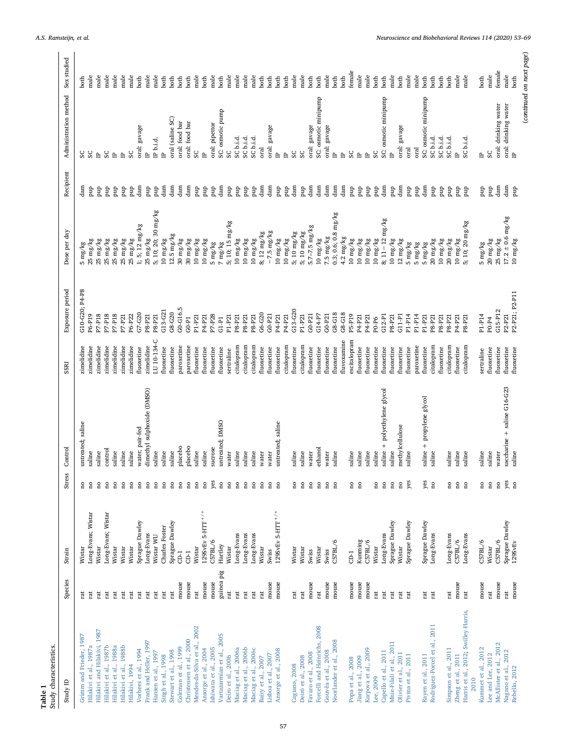**Table 1**
Study characteristics.

| Study ID | Species | Strain | Stress | Control | SSRI | Exposure period | Dose per day | Recipient | Administration method | Sex studied |
|---|---|---|---|---|---|---|---|---|---|---|
| Grimm and Frieder, 1987 | rat | Wistar | no | untreated; saline | zimelidine | G10-G20; P4-P8 | 5 mg/kg | dam | SC | both |
| Hilakivi et al., 1987a | rat | Long-Evans; Wistar | no | saline | zimelidine | P6-P19 | 25 mg/kg | pup | SC | male |
| Hilakivi and Hilakivi, 1987 | rat | Wistar | no | saline | zimelidine | P7-P18 | 25 mg/kg | pup | IP | male |
| Hilakivi et al., 1987b | rat | Long-Evans; Wistar | no | control | zimelidine | P7-P18 | 25 mg/kg | pup | SC | male |
| Hilakivi et al., 1988a | rat | Wistar | no | saline | zimelidine | P7-P18 | 25 mg/kg | pup | IP | male |
| Hilakivi et al., 1988b | rat | Wistar | no | saline | zimelidine | P7-P21 | 25 mg/kg | pup | IP | male |
| Hilakivi, 1994 | rat | Wistar | no | saline | zimelidine | P6-P22 | 25 mg/kg | pup | SC | male |
| Vorhees et al., 1994 | rat | Sprague Dawley | no | water; pair-fed | fluoxetine | G7-G20 | 1; 5; 12 mg/kg | dam | oral: gavage | both |
| Frank and Heller, 1997 | rat | Long-Evans | no | dimethyl sulphoxide (DMSO) | zimelidine | P8-P21 | 25 mg/kg | pup | IP | male |
| Hansen et al., 1997 | rat | Wistar WU | no | saline | LU 10-134-C | P8-P21 | 5; 10; 20; 30 mg/kg | pup | IP b.i.d. | male |
| Singh et al., 1998 | rat | Charles Foster | no | saline | fluoxetine | G13-G21 | 10 mg/kg | dam | IP | both |
| Stewart et al., 1998 | rat | Sprague Dawley | no | saline | fluoxetine | G8-G20 | 12.5 mg/kg | dam | oral (saline SC) | both |
| Coleman et al., 1999 | mouse | CD-1 | no | placebo | paroxetine | G0-G16.5 | 30 mg/kg | dam | oral: food bar | both |
| Christensen et al., 2000 | mouse | CD-1 | no | placebo | paroxetine | G0-P1 | 30 mg/kg | dam | oral: food bar | both |
| Mendes-da-Silva et al., 2002 | rat | Wistar | no | saline | fluoxetine | P1-P21 | 10 mg/kg | pup | SC | male |
| Ansorge et al., 2004 | mouse | 129SvEv 5-HTT$^{+/+}$ | no | saline | fluoxetine | P4-P21 | 10 mg/kg | pup | IP | both |
| Ishiwata et al., 2005 | mouse | C57BL/6 | yes | sucrose | fluoxetine | P7-P28 | 5 mg/kg | pup | oral: pipettor | male |
| Vartazarmian et al., 2005 | guinea pig | Hartley | no | untreated; DMSO | fluoxetine | G1-P1 | 7 mg/kg | dam | SC: osmotic pump | both |
| Deiro et al., 2006 | rat | Wistar | no | water | sertraline | P1-P21 | 5; 10; 15 mg/kg | pup | SC | male |
| Maciag et al., 2006a | rat | Long-Evans | no | saline | citalopram | P8-P21 | 10 mg/kg | pup | SC b.i.d. | male |
| Maciag et al., 2006b | rat | Long-Evans | no | saline | citalopram | P8-P21 | 10 mg/kg | pup | SC b.i.d. | male |
| Maciag et al., 2006c | rat | Long-Evans | no | saline | citalopram | P8-P21 | 10 mg/kg | pup | SC b.i.d. | male |
| Bairy et al., 2007 | rat | Wistar | no | water | fluoxetine | G6-G20 | 8; 12 mg/kg | dam | oral | both |
| Lisboa et al., 2007 | mouse | Swiss | no | water | fluoxetine | G0-P21 | ~7.5 mg/kg | dam | oral: gavage | both |
| Ansorge et al., 2008 | mouse | 129SvEv 5-HTT$^{+/+}$ | no | untreated; saline | fluoxetine | P4-P21 | 10 mg/kg | pup | IP | both |
| | | | | | citalopram | P4-P21 | 10 mg/kg | pup | IP | both |
| Cagiano, 2008 | rat | Wistar | no | saline | fluoxetine | G13-G20 | 5; 10 mg/kg | dam | SC | male |
| Deiró et al., 2008 | rat | Wistar | no | saline | citalopram | P1-P21 | 5; 10 mg/kg | pup | SC | male |
| Favaro et al., 2008 | mouse | Swiss | no | water | fluoxetine | G0-P21 | 5.7-7.5 mg/kg | dam | oral: gavage | both |
| Forcelli and Heinrichs, 2008 | rat | Wistar | no | ethanol | fluoxetine | G14-P7 | 10 mg/kg | dam | SC: osmotic minipump | both |
| Gouvêa et al., 2008 | mouse | Swiss | no | water | fluoxetine | G0-P21 | 7.5 mg/kg | dam | oral: gavage | male |
| Noorlander et al., 2008 | mouse | C57BL/6 | no | saline | fluoxetine | G8-G18 | 0.3; 0.6; 0.8 mg/kg | dam | IP | both |
| | | | | | fluvoxamine | G8-G18 | 4.2 mg/kg | dam | IP | both |
| Popa et al., 2008 | mouse | CD-1 | no | saline | escitalopram | P5-P19 | 10 mg/kg | pup | SC | female |
| Jiang et al., 2009 | mouse | Kunming | no | saline | fluoxetine | P4-P21 | 10 mg/kg | pup | IP | male |
| Karpova et al., 2009 | mouse | C57BL/6 | | saline | fluoxetine | P4-P21 | 10 mg/kg | pup | IP | male |
| Lee, 2009 | rat | Wistar | no | saline | fluoxetine | P0-P6 | 10 mg/kg | pup | SC | both |
| Capello et al., 2011 | rat | Long-Evans | no | saline + polyethylene glycol | fluoxetine | G12-P1 | 8; 11 – 12 mg/kg | dam | SC: osmotic minipump | both |
| Mnie-Filali et al., 2011 | rat | Sprague Dawley | no | saline | fluoxetine | P8-P21 | 10 mg/kg | pup | IP | male |
| Olivier et al., 2011 | rat | Wistar | no | methylcellulose | fluoxetine | G11-P1 | 12 mg/kg | dam | oral: gavage | both |
| Pivina et al., 2011 | rat | Sprague Dawley | yes | saline | fluoxetine | P1-P14 | 5 mg/kg | pup | oral | male |
| | | | | | paroxetine | P1-P14 | 5 mg/kg | pup | oral | male |
| Rayen et al., 2011 | rat | Sprague Dawley | yes | saline + propylene glycol | fluoxetine | P1-P21 | 5 mg/kg | dam | SC: osmotic minipump | both |
| Rodriguez-Porcel et al., 2011 | rat | Long-Evans | no | saline | citalopram | P8-P21 | 20 mg/kg | pup | SC b.i.d. | both |
| | | | | | fluoxetine | P8-P21 | 10 mg/kg | pup | SC b.i.d. | both |
| Simpson et al., 2011 | rat | Long-Evans | no | saline | citalopram | P8-P21 | 20 mg/kg | pup | SC b.i.d. | both |
| Zheng et al., 2011 | mouse | C57BL/6 | no | saline | fluoxetine | P4-P21 | 10 mg/kg | pup | IP | male |
| Harris et al., 2012; Swilley-Harris, 2010 | rat | Long-Evans | no | saline | citalopram | P8-P21 | 5; 10; 20 mg/kg | pup | SC b.i.d. | male |
| Kummet et al., 2012 | mouse | C57BL/6 | no | saline | sertraline | P1-P14 | 5 mg/kg | pup | IP | both |
| Lee and Lee, 2012 | rat | Wistar | no | saline | fluoxetine | P0-P4 | 20 mg/kg | pup | SC | male |
| McAllister et al., 2012 | mouse | C57BL/6 | no | water | fluoxetine | G15-P12 | 25 mg/kg | dam | oral: drinking water | female |
| Nagano et al., 2012 | rat | Sprague Dawley | yes | saccharine + saline G16-G23 | fluoxetine | P2-P21 | 17.2 ± 0.6 mg/kg | dam | oral: drinking water | male |
| Rebello, 2012 | mouse | 129SvEv | no | saline | fluoxetine | P2-P21; P2-P11 | 10 mg/kg | pup | IP | both |

(continued on next page)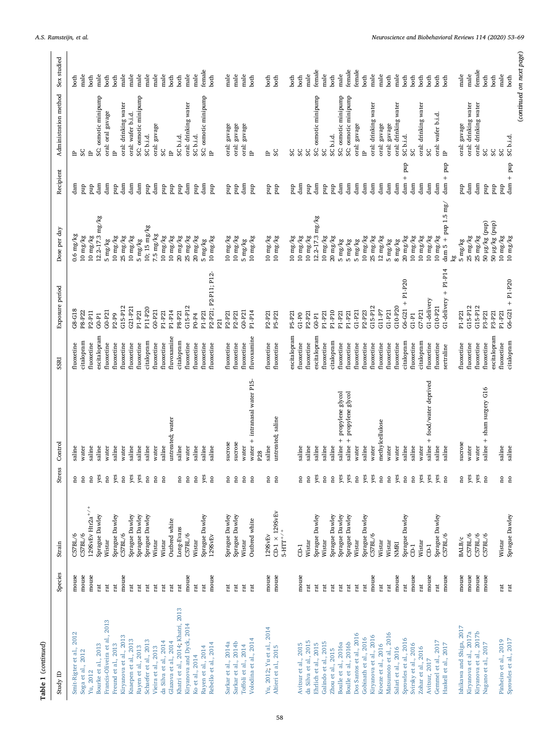**Table 1** (*continued*)

| Study ID | Species | Strain | Stress | Control | SSRI | Exposure period | Dose per day | Recipient | Administration method | Sex studied |
|---|---|---|---|---|---|---|---|---|---|---|
| Smit-Rigter et al., 2012 | mouse | C57BL/6 | no | saline | fluoxetine | G8-G18 | 0.6 mg/kg | dam | IP | both |
| Soga et al., 2012 | mouse | C57BL/6 | no | water | citalopram | P8-P22 | 10 mg/kg | pup | SC | male |
| Yu, 2012 | mouse | 129SvEv Htr2a$^{+/+}$ | no | saline | fluoxetine | P2-P11 | 10 mg/kg | pup | IP | both |
| Bourke et al., 2013 | rat | Sprague Dawley | yes | saline | escitalopram | G0-P1 | 12.2–17.3 mg/kg | dam | SC: osmotic minipump | male |
| Francis-Oliveira et al., 2013 | rat | Wistar | no | water | fluoxetine | G0-P21 | 5 mg/kg | dam | oral: oral gavage | both |
| Freund et al., 2013 | rat | Sprague Dawley | yes | saline | fluoxetine | P2-P9 | 10 mg/kg | pup | IP | both |
| Kiryanova et al., 2013 | mouse | C57BL/6 | no | water | fluoxetine | G15-P12 | 25 mg/kg | dam | oral: drinking water | male |
| Knaepen et al., 2013 | rat | Sprague Dawley | yes | saline | fluoxetine | G21-P21 | 10 mg/kg | dam | oral: wafer b.i.d. | male |
| Rayen et al., 2013 | rat | Sprague Dawley | yes | saline | fluoxetine | P1-P21 | 5 mg/kg | dam | SC: osmotic minipump | male |
| Schaefer et al., 2013 | rat | Sprague Dawley | no | saline | citalopram | P11-P20 | 10; 15 mg/kg | pup | SC b.i.d. | male |
| Vieira et al., 2013 | rat | Wistar | no | water | fluoxetine | G0-P21 | 7.5 mg/kg | dam | oral: gavage | male |
| da Silva et al., 2014 | rat | Wistar | no | saline | fluoxetine | P1-P21 | 10 mg/kg | pup | SC | male |
| Glazova et al., 2014 | rat | Outbred white | | untreated; water | fluvoxamine | P1-P14 | 10 mg/kg | pup | IP | both |
| Khatri et al., 2014; Khatri, 2013 | rat | Long-Evans | no | saline | citalopram | P8-P21 | 20 mg/kg | pup | SC b.i.d. | both |
| Kiryanova and Dyck, 2014 | mouse | C57BL/6 | no | water | fluoxetine | G15-P12 | 25 mg/kg | dam | oral: drinking water | male |
| Ko et al., 2014 | rat | Wistar | no | saline | fluoxetine | P0-P4 | 20 mg/kg | pup | SC b.i.d. | male |
| Rayen et al., 2014 | rat | Sprague Dawley | yes | saline | fluoxetine | P1-P21 | 5 mg/kg | dam | SC: osmotic minipump | female |
| Rebello et al., 2014 | mouse | 129SvEv | no | saline | fluoxetine | P2-P21; P2-P11; P12-P21 | 10 mg/kg | pup | IP | both |
| Sarkar et al., 2014a | rat | Sprague Dawley | no | sucrose | fluoxetine | P2-P21 | 10 mg/kg | pup | oral: gavage | male |
| Sarkar et al., 2014b | rat | Sprague Dawley | no | sucrose | fluoxetine | P2-P21 | 10 mg/kg | pup | oral: gavage | male |
| Toffoli et al., 2014 | rat | Wistar | no | water | fluoxetine | G0-P21 | 5 mg/kg | dam | oral: gavage | male |
| Volodina et al., 2014 | rat | Outbred white | no | water + intranasal water P15-P28 | fluvoxamine | P1-P14 | 10 mg/kg | pup | IP | both |
| Yu, 2012; Yu et al., 2014 | mouse | 129SvEv | no | saline | fluoxetine | P2-P21 | 10 mg/kg | pup | IP | both |
| Altieri et al., 2015 | mouse | CD-1 × 129SvEv 5-HTT$^{+/+}$ | no | untreated; saline | fluoxetine | P5-P21 | 10 mg/kg | pup | SC | both |
| Avitsur et al., 2015 | mouse | CD-1 | no | saline | escitalopram | P5-P21 | 10 mg/kg | pup | SC | both |
| da Silva et al., 2015 | rat | Wistar | no | saline | fluoxetine | G1-P0 | 10 mg/kg | dam | SC | both |
| Ehrlich et al., 2015 | rat | Sprague Dawley | no | saline | fluoxetine | P2-P21 | 10 mg/kg | pup | SC | male |
| Galindo et al., 2015 | rat | Sprague Dawley | yes | saline | escitalopram | G0-P1 | 12.2–17.3 mg/kg | dam | SC: osmotic minipump | female |
| Zhou et al., 2015 | rat | Wistar | no | saline | fluoxetine | P1-P21 | 10 mg/kg | pup | SC | male |
| Boulle et al., 2016a | rat | Sprague Dawley | no | saline | citalopram | P1-P10 | 20 mg/kg | pup | SC b.i.d. | both |
| Boulle et al., 2016b | rat | Sprague Dawley | yes | saline + propylene glycol | fluoxetine | P1-P21 | 5 mg/kg | dam | SC: osmotic minipump | male |
| Dos Santos et al., 2016 | rat | Sprague Dawley | yes | saline + propylene glycol | fluoxetine | P1-P21 | 5 mg/kg | dam | SC: osmotic minipump | female |
| Gobinath et al., 2016 | rat | Wistar | no | water | fluoxetine | G1-P21 | 5 mg/kg | dam | oral: gavage | female |
| Kiryanova et al., 2016 | rat | Sprague Dawley | yes | saline | fluoxetine | P2-P23 | 10 mg/kg | dam | IP | both |
| Kroeze et al., 2016 | mouse | C57BL/6 | yes | water | fluoxetine | G15-P12 | 25 mg/kg | dam | oral: drinking water | male |
| Matsumoto et al., 2016 | rat | Wistar | no | methylcellulose | fluoxetine | G11-P7 | 12 mg/kg | dam | oral: gavage | male |
| Salari et al., 2016 | rat | Wistar | no | water | fluoxetine | G1-P21 | 5 mg/kg | dam | oral: gavage | both |
| Sprowles et al., 2016 | mouse | NMRI | yes | water | fluoxetine | G10-P20 | 8 mg/kg | dam | oral: drinking water | male |
| Svirsky et al., 2016 | rat | Sprague Dawley | no | saline | citalopram | G6-G21 + P1-P20 | 20 mg/kg | dam + pup | SC b.i.d. | both |
| Zohar et al., 2016 | mouse | CD-1 | no | saline | fluoxetine | G1-P1 | 10 mg/kg | dam | SC | both |
| Avitsur, 2017 | rat | Wistar | yes | water | citalopram | G7-P21 | 10 mg/kg | dam | oral: drinking water | both |
| Gemmel et al., 2017 | mouse | CD-1 | yes | saline + food/water deprived | fluoxetine | G1-delivery | 10 mg/kg | dam | SC | both |
| Haskell et al., 2017 | rat | Sprague Dawley | yes | saline | fluoxetine | G10-P21 | 10 mg/kg | dam | oral: wafer b.i.d. | both |
| | mouse | C57BL/6 | no | saline | sertraline | G1-delivery + P1-P14 | dam 5 + pup 1.5 mg/kg | dam + pup | IP | both |
| Ishikawa and Shiga, 2017 | mouse | BALB/c | no | sucrose | fluoxetine | P1-P21 | 5 mg/kg | pup | oral: gavage | male |
| Kiryanova et al., 2017a | mouse | C57BL/6 | yes | water | fluoxetine | G15-P12 | 25 mg/kg | dam | oral: drinking water | male |
| Kiryanova et al., 2017b | mouse | C57BL/6 | yes | water | fluoxetine | G15-P12 | 25 mg/kg | dam | oral: drinking water | female |
| Nagano et al., 2017 | mouse | C57BL/6 | no | saline + sham surgery G16 | fluoxetine | P3-P21 | 50 µg/kg (pup) | pup | SC | both |
| | | | | | escitalopram | P3-P21 | 50 µg/kg (pup) | pup | SC | both |
| Pinheiro et al., 2019 | rat | Wistar | no | saline | fluoxetine | P1-P21 | 10 mg/kg | pup | SC | male |
| Sprowles et al., 2017 | rat | Sprague Dawley | no | saline | citalopram | G6-G21 + P1-P20 | 10 mg/kg | dam + pup | SC b.i.d. | both |

(*continued on next page*)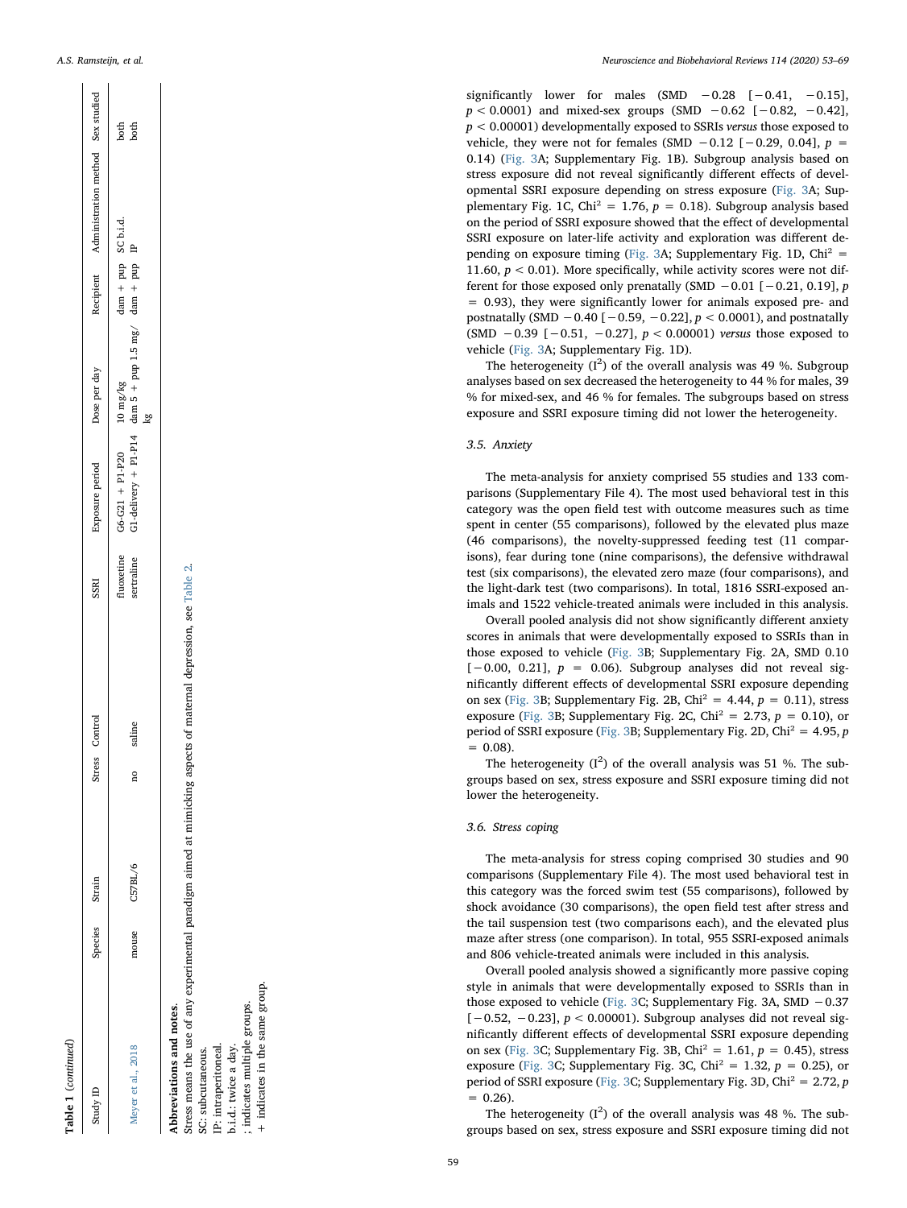Table 1 (continued)

| Study ID | Species | Strain | Stress | Control | SSRI | Exposure period | Dose per day | Recipient | Administration method | Sex studied |
|---|---|---|---|---|---|---|---|---|---|---|
| Meyer et al., 2018 | mouse | C57BL/6 | no | saline | fluoxetine<br>sertraline | G6-G21 + P1-P20<br>G1-delivery + P1-P14 | 10 mg/kg<br>dam 5 + pup 1.5 mg/kg | dam + pup<br>dam + pup | SC b.i.d.<br>IP | both<br>both |

**Abbreviations and notes.**
Stress means the use of any experimental paradigm aimed at mimicking aspects of maternal depression, see Table 2.
SC: subcutaneous.
IP: intraperitoneal.
b.i.d.: twice a day.
; indicates multiple groups.
+ indicates in the same group.

significantly lower for males (SMD −0.28 [−0.41, −0.15], $p < 0.0001$) and mixed-sex groups (SMD −0.62 [−0.82, −0.42], $p < 0.00001$) developmentally exposed to SSRIs *versus* those exposed to vehicle, they were not for females (SMD −0.12 [−0.29, 0.04], $p = 0.14$) (Fig. 3A; Supplementary Fig. 1B). Subgroup analysis based on stress exposure did not reveal significantly different effects of developmental SSRI exposure depending on stress exposure (Fig. 3A; Supplementary Fig. 1C, $Chi^2 = 1.76$, $p = 0.18$). Subgroup analysis based on the period of SSRI exposure showed that the effect of developmental SSRI exposure on later-life activity and exploration was different depending on exposure timing (Fig. 3A; Supplementary Fig. 1D, $Chi^2 = 11.60$, $p < 0.01$). More specifically, while activity scores were not different for those exposed only prenatally (SMD −0.01 [−0.21, 0.19], $p = 0.93$), they were significantly lower for animals exposed pre- and postnatally (SMD −0.40 [−0.59, −0.22], $p < 0.0001$), and postnatally (SMD −0.39 [−0.51, −0.27], $p < 0.00001$) *versus* those exposed to vehicle (Fig. 3A; Supplementary Fig. 1D).

The heterogeneity ($I^2$) of the overall analysis was 49 %. Subgroup analyses based on sex decreased the heterogeneity to 44 % for males, 39 % for mixed-sex, and 46 % for females. The subgroups based on stress exposure and SSRI exposure timing did not lower the heterogeneity.

### 3.5. Anxiety

The meta-analysis for anxiety comprised 55 studies and 133 comparisons (Supplementary File 4). The most used behavioral test in this category was the open field test with outcome measures such as time spent in center (55 comparisons), followed by the elevated plus maze (46 comparisons), the novelty-suppressed feeding test (11 comparisons), fear during tone (nine comparisons), the defensive withdrawal test (six comparisons), the elevated zero maze (four comparisons), and the light-dark test (two comparisons). In total, 1816 SSRI-exposed animals and 1522 vehicle-treated animals were included in this analysis.

Overall pooled analysis did not show significantly different anxiety scores in animals that were developmentally exposed to SSRIs than in those exposed to vehicle (Fig. 3B; Supplementary Fig. 2A, SMD 0.10 [−0.00, 0.21], $p = 0.06$). Subgroup analyses did not reveal significantly different effects of developmental SSRI exposure depending on sex (Fig. 3B; Supplementary Fig. 2B, $Chi^2 = 4.44$, $p = 0.11$), stress exposure (Fig. 3B; Supplementary Fig. 2C, $Chi^2 = 2.73$, $p = 0.10$), or period of SSRI exposure (Fig. 3B; Supplementary Fig. 2D, $Chi^2 = 4.95$, $p = 0.08$).

The heterogeneity ($I^2$) of the overall analysis was 51 %. The subgroups based on sex, stress exposure and SSRI exposure timing did not lower the heterogeneity.

### 3.6. Stress coping

The meta-analysis for stress coping comprised 30 studies and 90 comparisons (Supplementary File 4). The most used behavioral test in this category was the forced swim test (55 comparisons), followed by shock avoidance (30 comparisons), the open field test after stress and the tail suspension test (two comparisons each), and the elevated plus maze after stress (one comparison). In total, 955 SSRI-exposed animals and 806 vehicle-treated animals were included in this analysis.

Overall pooled analysis showed a significantly more passive coping style in animals that were developmentally exposed to SSRIs than in those exposed to vehicle (Fig. 3C; Supplementary Fig. 3A, SMD −0.37 [−0.52, −0.23], $p < 0.00001$). Subgroup analyses did not reveal significantly different effects of developmental SSRI exposure depending on sex (Fig. 3C; Supplementary Fig. 3B, $Chi^2 = 1.61$, $p = 0.45$), stress exposure (Fig. 3C; Supplementary Fig. 3C, $Chi^2 = 1.32$, $p = 0.25$), or period of SSRI exposure (Fig. 3C; Supplementary Fig. 3D, $Chi^2 = 2.72$, $p = 0.26$).

The heterogeneity ($I^2$) of the overall analysis was 48 %. The subgroups based on sex, stress exposure and SSRI exposure timing did not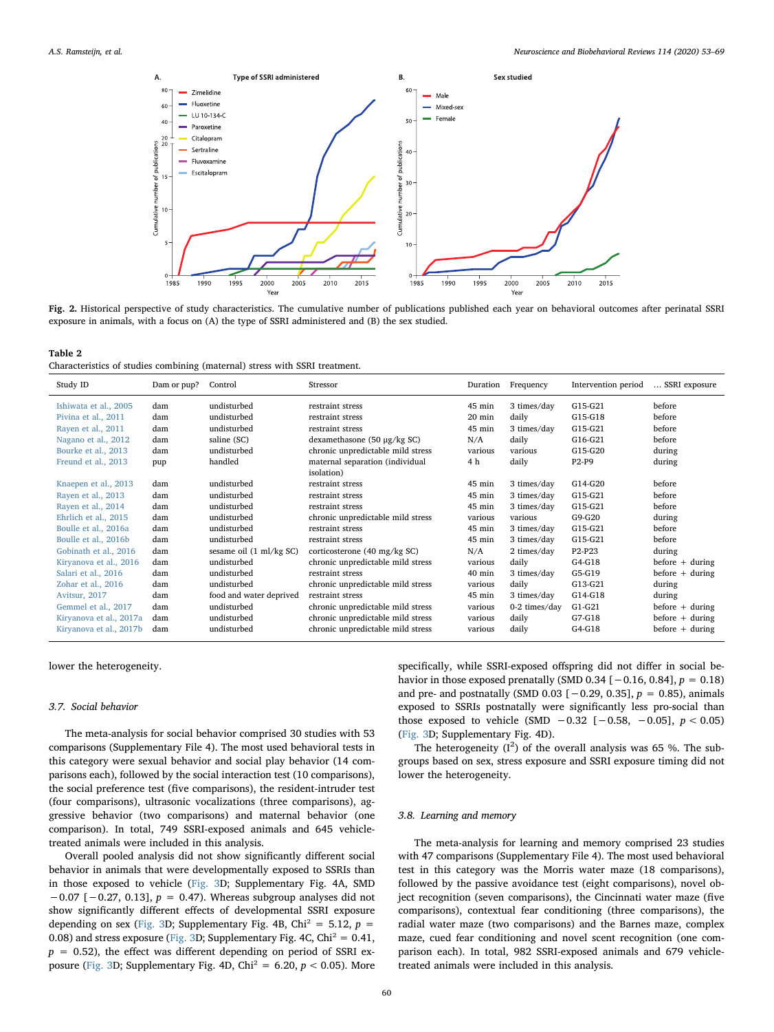A. Type of SSRI administered

Cumulative number of publications

80
60
40
20
20
15
10
5
0

1985 1990 1995 2000 2005 2010 2015

Year

Zimelidine
Fluoxetine
LU 10-134-C
Paroxetine
Citalopram
Sertraline
Fluvoxamine
Escitalopram

B. Sex studied

Cumulative number of publications

60
50
40
30
20
10
0

1985 1990 1995 2000 2005 2010 2015

Year

Male
Mixed-sex
Female

**Fig. 2.** Historical perspective of study characteristics. The cumulative number of publications published each year on behavioral outcomes after perinatal SSRI exposure in animals, with a focus on (A) the type of SSRI administered and (B) the sex studied.

**Table 2**
Characteristics of studies combining (maternal) stress with SSRI treatment.

| Study ID | Dam or pup? | Control | Stressor | Duration | Frequency | Intervention period | ... SSRI exposure |
|---|---|---|---|---|---|---|---|
| Ishiwata et al., 2005 | dam | undisturbed | restraint stress | 45 min | 3 times/day | G15-G21 | before |
| Pivina et al., 2011 | dam | undisturbed | restraint stress | 20 min | daily | G15-G18 | before |
| Rayen et al., 2011 | dam | undisturbed | restraint stress | 45 min | 3 times/day | G15-G21 | before |
| Nagano et al., 2012 | dam | saline (SC) | dexamethasone (50 μg/kg SC) | N/A | daily | G16-G21 | before |
| Bourke et al., 2013 | dam | undisturbed | chronic unpredictable mild stress | various | various | G15-G20 | during |
| Freund et al., 2013 | pup | handled | maternal separation (individual isolation) | 4 h | daily | P2-P9 | during |
| Knaepen et al., 2013 | dam | undisturbed | restraint stress | 45 min | 3 times/day | G14-G20 | before |
| Rayen et al., 2013 | dam | undisturbed | restraint stress | 45 min | 3 times/day | G15-G21 | before |
| Rayen et al., 2014 | dam | undisturbed | restraint stress | 45 min | 3 times/day | G15-G21 | before |
| Ehrlich et al., 2015 | dam | undisturbed | chronic unpredictable mild stress | various | various | G9-G20 | during |
| Boulle et al., 2016a | dam | undisturbed | restraint stress | 45 min | 3 times/day | G15-G21 | before |
| Boulle et al., 2016b | dam | undisturbed | restraint stress | 45 min | 3 times/day | G15-G21 | before |
| Gobinath et al., 2016 | dam | sesame oil (1 ml/kg SC) | corticosterone (40 mg/kg SC) | N/A | 2 times/day | P2-P23 | during |
| Kiryanova et al., 2016 | dam | undisturbed | chronic unpredictable mild stress | various | daily | G4-G18 | before + during |
| Salari et al., 2016 | dam | undisturbed | restraint stress | 40 min | 3 times/day | G5-G19 | before + during |
| Zohar et al., 2016 | dam | undisturbed | chronic unpredictable mild stress | various | daily | G13-G21 | during |
| Avitsur, 2017 | dam | food and water deprived | restraint stress | 45 min | 3 times/day | G14-G18 | during |
| Gemmel et al., 2017 | dam | undisturbed | chronic unpredictable mild stress | various | 0-2 times/day | G1-G21 | before + during |
| Kiryanova et al., 2017a | dam | undisturbed | chronic unpredictable mild stress | various | daily | G7-G18 | before + during |
| Kiryanova et al., 2017b | dam | undisturbed | chronic unpredictable mild stress | various | daily | G4-G18 | before + during |

lower the heterogeneity.

### 3.7. Social behavior

The meta-analysis for social behavior comprised 30 studies with 53 comparisons (Supplementary File 4). The most used behavioral tests in this category were sexual behavior and social play behavior (14 comparisons each), followed by the social interaction test (10 comparisons), the social preference test (five comparisons), the resident-intruder test (four comparisons), ultrasonic vocalizations (three comparisons), aggressive behavior (two comparisons) and maternal behavior (one comparison). In total, 749 SSRI-exposed animals and 645 vehicle-treated animals were included in this analysis.

Overall pooled analysis did not show significantly different social behavior in animals that were developmentally exposed to SSRIs than in those exposed to vehicle (Fig. 3D; Supplementary Fig. 4A, SMD −0.07 [−0.27, 0.13], $p = 0.47$). Whereas subgroup analyses did not show significantly different effects of developmental SSRI exposure depending on sex (Fig. 3D; Supplementary Fig. 4B, $Chi^2 = 5.12$, $p = 0.08$) and stress exposure (Fig. 3D; Supplementary Fig. 4C, $Chi^2 = 0.41$, $p = 0.52$), the effect was different depending on period of SSRI exposure (Fig. 3D; Supplementary Fig. 4D, $Chi^2 = 6.20$, $p < 0.05$). More specifically, while SSRI-exposed offspring did not differ in social behavior in those exposed prenatally (SMD 0.34 [−0.16, 0.84], $p = 0.18$) and pre- and postnatally (SMD 0.03 [−0.29, 0.35], $p = 0.85$), animals exposed to SSRIs postnatally were significantly less pro-social than those exposed to vehicle (SMD −0.32 [−0.58, −0.05], $p < 0.05$) (Fig. 3D; Supplementary Fig. 4D).

The heterogeneity ($I^2$) of the overall analysis was 65 %. The subgroups based on sex, stress exposure and SSRI exposure timing did not lower the heterogeneity.

### 3.8. Learning and memory

The meta-analysis for learning and memory comprised 23 studies with 47 comparisons (Supplementary File 4). The most used behavioral test in this category was the Morris water maze (18 comparisons), followed by the passive avoidance test (eight comparisons), novel object recognition (seven comparisons), the Cincinnati water maze (five comparisons), contextual fear conditioning (three comparisons), the radial water maze (two comparisons) and the Barnes maze, complex maze, cued fear conditioning and novel scent recognition (one comparison each). In total, 982 SSRI-exposed animals and 679 vehicle-treated animals were included in this analysis.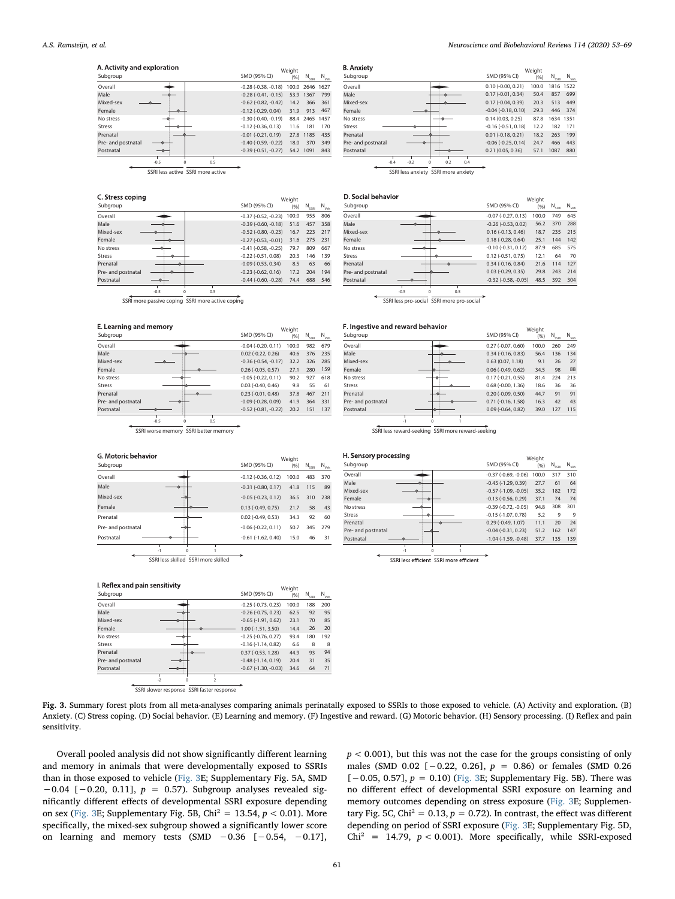A. Activity and exploration

Subgroup | SMD (95% CI) | Weight (%) | $N_{SSRI}$ | $N_{Veh}$

Overall -0.28 (-0.38, -0.18) 100.0 2646 1627
Male -0.28 (-0.41, -0.15) 53.9 1367 799
Mixed-sex -0.62 (-0.82, -0.42) 14.2 366 361
Female -0.12 (-0.29, 0.04) 31.9 913 467
No stress -0.30 (-0.40, -0.19) 88.4 2465 1457
Stress -0.12 (-0.36, 0.13) 11.6 181 170
Prenatal -0.01 (-0.21, 0.19) 27.8 1185 435
Pre- and postnatal -0.40 (-0.59, -0.22) 18.0 370 349
Postnatal -0.39 (-0.51, -0.27) 54.2 1091 843

-0.5 0 0.5

SSRI less active SSRI more active

B. Anxiety

Subgroup | SMD (95% CI) | Weight (%) | $N_{SSRI}$ | $N_{Veh}$

Overall 0.10 (-0.00, 0.21) 100.0 1816 1522
Male 0.17 (-0.01, 0.34) 50.4 857 699
Mixed-sex 0.17 (-0.04, 0.39) 20.3 513 449
Female -0.04 (-0.18, 0.10) 29.3 446 374
No stress 0.14 (0.03, 0.25) 87.8 1634 1351
Stress -0.16 (-0.51, 0.18) 12.2 182 171
Prenatal 0.01 (-0.18, 0.21) 18.2 263 199
Pre- and postnatal -0.06 (-0.25, 0.14) 24.7 466 443
Postnatal 0.21 (0.05, 0.36) 57.1 1087 880

-0.4 -0.2 0 0.2 0.4

SSRI less anxiety SSRI more anxiety

C. Stress coping

Subgroup | SMD (95% CI) | Weight (%) | $N_{SSRI}$ | $N_{Veh}$

Overall -0.37 (-0.52, -0.23) 100.0 955 806
Male -0.39 (-0.60, -0.18) 51.6 457 358
Mixed-sex -0.52 (-0.80, -0.23) 16.7 223 217
Female -0.27 (-0.53, -0.01) 31.6 275 231
No stress -0.41 (-0.58, -0.25) 79.7 809 667
Stress -0.22 (-0.51, 0.08) 20.3 146 139
Prenatal -0.09 (-0.53, 0.34) 8.5 63 66
Pre- and postnatal -0.23 (-0.62, 0.16) 17.2 204 194
Postnatal -0.44 (-0.60, -0.28) 74.4 688 546

-0.5 0 0.5

SSRI more passive coping SSRI more active coping

D. Social behavior

Subgroup | SMD (95% CI) | Weight (%) | $N_{SSRI}$ | $N_{Veh}$

Overall -0.07 (-0.27, 0.13) 100.0 749 645
Male -0.26 (-0.53, 0.02) 56.2 370 288
Mixed-sex 0.16 (-0.13, 0.46) 18.7 235 215
Female 0.18 (-0.28, 0.64) 25.1 144 142
No stress -0.10 (-0.31, 0.12) 87.9 685 575
Stress 0.12 (-0.51, 0.75) 12.1 64 70
Prenatal 0.34 (-0.16, 0.84) 21.6 114 127
Pre- and postnatal 0.03 (-0.29, 0.35) 29.8 243 214
Postnatal -0.32 (-0.58, -0.05) 48.5 392 304

-0.5 0 0.5

SSRI less pro-social SSRI more pro-social

E. Learning and memory

Subgroup | SMD (95% CI) | Weight (%) | $N_{SSRI}$ | $N_{Veh}$

Overall -0.04 (-0.20, 0.11) 100.0 982 679
Male 0.02 (-0.22, 0.26) 40.6 376 235
Mixed-sex -0.36 (-0.54, -0.17) 32.2 326 285
Female 0.26 (-0.05, 0.57) 27.1 280 159
No stress -0.05 (-0.22, 0.11) 90.2 927 618
Stress 0.03 (-0.40, 0.46) 9.8 55 61
Prenatal 0.23 (-0.01, 0.48) 37.8 467 211
Pre- and postnatal -0.09 (-0.28, 0.09) 41.9 364 331
Postnatal -0.52 (-0.81, -0.22) 20.2 151 137

-0.5 0 0.5

SSRI worse memory SSRI better memory

F. Ingestive and reward behavior

Subgroup | SMD (95% CI) | Weight (%) | $N_{SSRI}$ | $N_{Veh}$

Overall 0.27 (-0.07, 0.60) 100.0 260 249
Male 0.34 (-0.16, 0.83) 56.4 136 134
Mixed-sex 0.63 (0.07, 1.18) 9.1 26 27
Female 0.06 (-0.49, 0.62) 34.5 98 88
No stress 0.17 (-0.21, 0.55) 81.4 224 213
Stress 0.68 (-0.00, 1.36) 18.6 36 36
Prenatal 0.20 (-0.09, 0.50) 44.7 91 91
Pre- and postnatal 0.71 (-0.16, 1.58) 16.3 42 43
Postnatal 0.09 (-0.64, 0.82) 39.0 127 115

-1 0 1

SSRI less reward-seeking SSRI more reward-seeking

G. Motoric behavior

Subgroup | SMD (95% CI) | Weight (%) | $N_{SSRI}$ | $N_{Veh}$

Overall -0.12 (-0.36, 0.12) 100.0 483 370
Male -0.31 (-0.80, 0.17) 41.8 115 89
Mixed-sex -0.05 (-0.23, 0.12) 36.5 310 238
Female 0.13 (-0.49, 0.75) 21.7 58 43
Prenatal 0.02 (-0.49, 0.53) 34.3 92 60
Pre- and postnatal -0.06 (-0.22, 0.11) 50.7 345 279
Postnatal -0.61 (-1.62, 0.40) 15.0 46 31

-1 0 1

SSRI less skilled SSRI more skilled

H. Sensory processing

Subgroup | SMD (95% CI) | Weight (%) | $N_{SSRI}$ | $N_{Veh}$

Overall -0.37 (-0.69, -0.06) 100.0 317 310
Male -0.45 (-1.29, 0.39) 27.7 61 64
Mixed-sex -0.57 (-1.09, -0.05) 35.2 182 172
Female -0.13 (-0.56, 0.29) 37.1 74 74
No stress -0.39 (-0.72, -0.05) 94.8 308 301
Stress -0.15 (-1.07, 0.78) 5.2 9 9
Prenatal 0.29 (-0.49, 1.07) 11.1 20 24
Pre- and postnatal -0.04 (-0.31, 0.23) 51.2 162 147
Postnatal -1.04 (-1.59, -0.48) 37.7 135 139

-1 0 1

SSRI less efficient SSRI more efficient

I. Reflex and pain sensitivity

Subgroup | SMD (95% CI) | Weight (%) | $N_{SSRI}$ | $N_{Veh}$

Overall -0.25 (-0.73, 0.23) 100.0 188 200
Male -0.26 (-0.75, 0.23) 62.5 92 95
Mixed-sex -0.65 (-1.91, 0.62) 23.1 70 85
Female 1.00 (-1.51, 3.50) 14.4 26 20
No stress -0.25 (-0.76, 0.27) 93.4 180 192
Stress -0.16 (-1.14, 0.82) 6.6 8 8
Prenatal 0.37 (-0.53, 1.28) 44.9 93 94
Pre- and postnatal -0.48 (-1.14, 0.19) 20.4 31 35
Postnatal -0.67 (-1.30, -0.03) 34.6 64 71

-2 0 2

SSRI slower response SSRI faster response

**Fig. 3.** Summary forest plots from all meta-analyses comparing animals perinatally exposed to SSRIs to those exposed to vehicle. (A) Activity and exploration. (B) Anxiety. (C) Stress coping. (D) Social behavior. (E) Learning and memory. (F) Ingestive and reward. (G) Motoric behavior. (H) Sensory processing. (I) Reflex and pain sensitivity.

Overall pooled analysis did not show significantly different learning and memory in animals that were developmentally exposed to SSRIs than in those exposed to vehicle (Fig. 3E; Supplementary Fig. 5A, SMD −0.04 [−0.20, 0.11], $p = 0.57$). Subgroup analyses revealed significantly different effects of developmental SSRI exposure depending on sex (Fig. 3E; Supplementary Fig. 5B, $Chi^2 = 13.54$, $p < 0.01$). More specifically, the mixed-sex subgroup showed a significantly lower score on learning and memory tests (SMD −0.36 [−0.54, −0.17], $p < 0.001$), but this was not the case for the groups consisting of only males (SMD 0.02 [−0.22, 0.26], $p = 0.86$) or females (SMD 0.26 [−0.05, 0.57], $p = 0.10$) (Fig. 3E; Supplementary Fig. 5B). There was no different effect of developmental SSRI exposure on learning and memory outcomes depending on stress exposure (Fig. 3E; Supplementary Fig. 5C, $Chi^2 = 0.13$, $p = 0.72$). In contrast, the effect was different depending on period of SSRI exposure (Fig. 3E; Supplementary Fig. 5D, $Chi^2 = 14.79$, $p < 0.001$). More specifically, while SSRI-exposed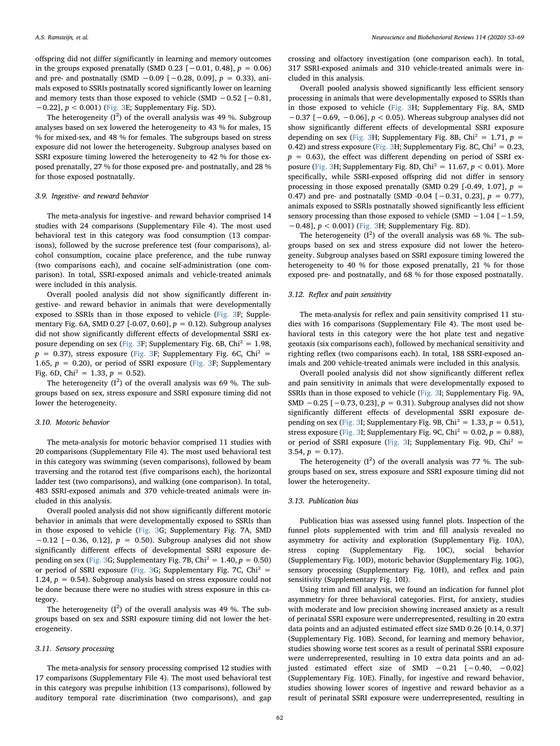offspring did not differ significantly in learning and memory outcomes in the groups exposed prenatally (SMD 0.23 [−0.01, 0.48], $p = 0.06$) and pre- and postnatally (SMD −0.09 [−0.28, 0.09], $p = 0.33$), animals exposed to SSRIs postnatally scored significantly lower on learning and memory tests than those exposed to vehicle (SMD −0.52 [−0.81, −0.22], $p < 0.001$) (Fig. 3E; Supplementary Fig. 5D).

The heterogeneity ($I^2$) of the overall analysis was 49 %. Subgroup analyses based on sex lowered the heterogeneity to 43 % for males, 15 % for mixed-sex, and 48 % for females. The subgroups based on stress exposure did not lower the heterogeneity. Subgroup analyses based on SSRI exposure timing lowered the heterogeneity to 42 % for those exposed prenatally, 27 % for those exposed pre- and postnatally, and 28 % for those exposed postnatally.

### 3.9. Ingestive- and reward behavior

The meta-analysis for ingestive- and reward behavior comprised 14 studies with 24 comparisons (Supplementary File 4). The most used behavioral test in this category was food consumption (13 comparisons), followed by the sucrose preference test (four comparisons), alcohol consumption, cocaine place preference, and the tube runway (two comparisons each), and cocaine self-administration (one comparison). In total, SSRI-exposed animals and vehicle-treated animals were included in this analysis.

Overall pooled analysis did not show significantly different ingestive- and reward behavior in animals that were developmentally exposed to SSRIs than in those exposed to vehicle (Fig. 3F; Supplementary Fig. 6A, SMD 0.27 [-0.07, 0.60], $p = 0.12$). Subgroup analyses did not show significantly different effects of developmental SSRI exposure depending on sex (Fig. 3F; Supplementary Fig. 6B, $Chi^2 = 1.98$, $p = 0.37$), stress exposure (Fig. 3F; Supplementary Fig. 6C, $Chi^2 = 1.65$, $p = 0.20$), or period of SSRI exposure (Fig. 3F; Supplementary Fig. 6D, $Chi^2 = 1.33$, $p = 0.52$).

The heterogeneity ($I^2$) of the overall analysis was 69 %. The subgroups based on sex, stress exposure and SSRI exposure timing did not lower the heterogeneity.

### 3.10. Motoric behavior

The meta-analysis for motoric behavior comprised 11 studies with 20 comparisons (Supplementary File 4). The most used behavioral test in this category was swimming (seven comparisons), followed by beam traversing and the rotarod test (five comparisons each), the horizontal ladder test (two comparisons), and walking (one comparison). In total, 483 SSRI-exposed animals and 370 vehicle-treated animals were included in this analysis.

Overall pooled analysis did not show significantly different motoric behavior in animals that were developmentally exposed to SSRIs than in those exposed to vehicle (Fig. 3G; Supplementary Fig. 7A, SMD −0.12 [−0.36, 0.12], $p = 0.50$). Subgroup analyses did not show significantly different effects of developmental SSRI exposure depending on sex (Fig. 3G; Supplementary Fig. 7B, $Chi^2 = 1.40$, $p = 0.50$) or period of SSRI exposure (Fig. 3G; Supplementary Fig. 7C, $Chi^2 = 1.24$, $p = 0.54$). Subgroup analysis based on stress exposure could not be done because there were no studies with stress exposure in this category.

The heterogeneity ($I^2$) of the overall analysis was 49 %. The subgroups based on sex and SSRI exposure timing did not lower the heterogeneity.

### 3.11. Sensory processing

The meta-analysis for sensory processing comprised 12 studies with 17 comparisons (Supplementary File 4). The most used behavioral test in this category was prepulse inhibition (13 comparisons), followed by auditory temporal rate discrimination (two comparisons), and gap crossing and olfactory investigation (one comparison each). In total, 317 SSRI-exposed animals and 310 vehicle-treated animals were included in this analysis.

Overall pooled analysis showed significantly less efficient sensory processing in animals that were developmentally exposed to SSRIs than in those exposed to vehicle (Fig. 3H; Supplementary Fig. 8A, SMD −0.37 [−0.69, −0.06], $p < 0.05$). Whereas subgroup analyses did not show significantly different effects of developmental SSRI exposure depending on sex (Fig. 3H; Supplementary Fig. 8B, $Chi^2 = 1.71$, $p = 0.42$) and stress exposure (Fig. 3H; Supplementary Fig. 8C, $Chi^2 = 0.23$, $p = 0.63$), the effect was different depending on period of SSRI exposure (Fig. 3H; Supplementary Fig. 8D, $Chi^2 = 11.67$, $p < 0.01$). More specifically, while SSRI-exposed offspring did not differ in sensory processing in those exposed prenatally (SMD 0.29 [-0.49, 1.07], $p = 0.47$) and pre- and postnatally (SMD -0.04 [−0.31, 0.23], $p = 0.77$), animals exposed to SSRIs postnatally showed significantly less efficient sensory processing than those exposed to vehicle (SMD −1.04 [−1.59, −0.48], $p < 0.001$) (Fig. 3H; Supplementary Fig. 8D).

The heterogeneity ($I^2$) of the overall analysis was 68 %. The subgroups based on sex and stress exposure did not lower the heterogeneity. Subgroup analyses based on SSRI exposure timing lowered the heterogeneity to 40 % for those exposed prenatally, 21 % for those exposed pre- and postnatally, and 68 % for those exposed postnatally.

### 3.12. Reflex and pain sensitivity

The meta-analysis for reflex and pain sensitivity comprised 11 studies with 16 comparisons (Supplementary File 4). The most used behavioral tests in this category were the hot plate test and negative geotaxis (six comparisons each), followed by mechanical sensitivity and righting reflex (two comparisons each). In total, 188 SSRI-exposed animals and 200 vehicle-treated animals were included in this analysis.

Overall pooled analysis did not show significantly different reflex and pain sensitivity in animals that were developmentally exposed to SSRIs than in those exposed to vehicle (Fig. 3I; Supplementary Fig. 9A, SMD −0.25 [−0.73, 0.23], $p = 0.31$). Subgroup analyses did not show significantly different effects of developmental SSRI exposure depending on sex (Fig. 3I; Supplementary Fig. 9B, $Chi^2 = 1.33$, $p = 0.51$), stress exposure (Fig. 3I; Supplementary Fig. 9C, $Chi^2 = 0.02$, $p = 0.88$), or period of SSRI exposure (Fig. 3I; Supplementary Fig. 9D, $Chi^2 = 3.54$, $p = 0.17$).

The heterogeneity ($I^2$) of the overall analysis was 77 %. The subgroups based on sex, stress exposure and SSRI exposure timing did not lower the heterogeneity.

### 3.13. Publication bias

Publication bias was assessed using funnel plots. Inspection of the funnel plots supplemented with trim and fill analysis revealed no asymmetry for activity and exploration (Supplementary Fig. 10A), stress coping (Supplementary Fig. 10C), social behavior (Supplementary Fig. 10D), motoric behavior (Supplementary Fig. 10G), sensory processing (Supplementary Fig. 10H), and reflex and pain sensitivity (Supplementary Fig. 10I).

Using trim and fill analysis, we found an indication for funnel plot asymmetry for three behavioral categories. First, for anxiety, studies with moderate and low precision showing increased anxiety as a result of perinatal SSRI exposure were underrepresented, resulting in 20 extra data points and an adjusted estimated effect size SMD 0.26 [0.14, 0.37] (Supplementary Fig. 10B). Second, for learning and memory behavior, studies showing worse test scores as a result of perinatal SSRI exposure were underrepresented, resulting in 10 extra data points and an adjusted estimated effect size of SMD −0.21 [−0.40, −0.02] (Supplementary Fig. 10E). Finally, for ingestive and reward behavior, studies showing lower scores of ingestive and reward behavior as a result of perinatal SSRI exposure were underrepresented, resulting in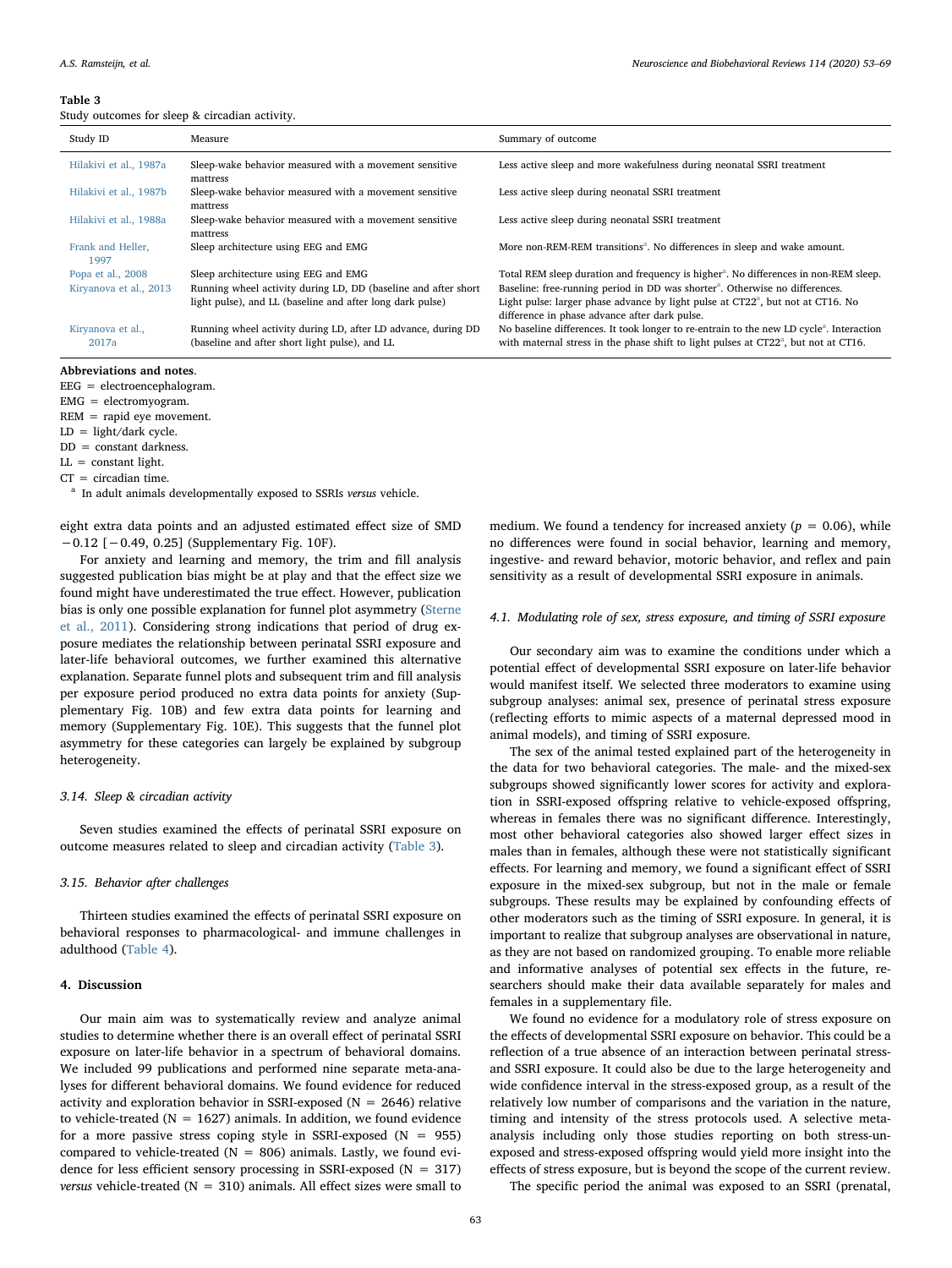**Table 3**
Study outcomes for sleep & circadian activity.

| Study ID | Measure | Summary of outcome |
|---|---|---|
| Hilakivi et al., 1987a | Sleep-wake behavior measured with a movement sensitive mattress | Less active sleep and more wakefulness during neonatal SSRI treatment |
| Hilakivi et al., 1987b | Sleep-wake behavior measured with a movement sensitive mattress | Less active sleep during neonatal SSRI treatment |
| Hilakivi et al., 1988a | Sleep-wake behavior measured with a movement sensitive mattress | Less active sleep during neonatal SSRI treatment |
| Frank and Heller, 1997 | Sleep architecture using EEG and EMG | More non-REM-REM transitions[a]. No differences in sleep and wake amount. |
| Popa et al., 2008 | Sleep architecture using EEG and EMG | Total REM sleep duration and frequency is higher[a]. No differences in non-REM sleep. |
| Kiryanova et al., 2013 | Running wheel activity during LD, DD (baseline and after short light pulse), and LL (baseline and after long dark pulse) | Baseline: free-running period in DD was shorter[a]. Otherwise no differences. Light pulse: larger phase advance by light pulse at CT22[a], but not at CT16. No difference in phase advance after dark pulse. |
| Kiryanova et al., 2017a | Running wheel activity during LD, after LD advance, during DD (baseline and after short light pulse), and LL | No baseline differences. It took longer to re-entrain to the new LD cycle[a]. Interaction with maternal stress in the phase shift to light pulses at CT22[a], but not at CT16. |

**Abbreviations and notes**.
EEG = electroencephalogram.
EMG = electromyogram.
REM = rapid eye movement.
LD = light/dark cycle.
DD = constant darkness.
LL = constant light.
CT = circadian time.
[a] In adult animals developmentally exposed to SSRIs *versus* vehicle.

eight extra data points and an adjusted estimated effect size of SMD −0.12 [−0.49, 0.25] (Supplementary Fig. 10F).

For anxiety and learning and memory, the trim and fill analysis suggested publication bias might be at play and that the effect size we found might have underestimated the true effect. However, publication bias is only one possible explanation for funnel plot asymmetry (Sterne et al., 2011). Considering strong indications that period of drug exposure mediates the relationship between perinatal SSRI exposure and later-life behavioral outcomes, we further examined this alternative explanation. Separate funnel plots and subsequent trim and fill analysis per exposure period produced no extra data points for anxiety (Supplementary Fig. 10B) and few extra data points for learning and memory (Supplementary Fig. 10E). This suggests that the funnel plot asymmetry for these categories can largely be explained by subgroup heterogeneity.

### 3.14. Sleep & circadian activity

Seven studies examined the effects of perinatal SSRI exposure on outcome measures related to sleep and circadian activity (Table 3).

### 3.15. Behavior after challenges

Thirteen studies examined the effects of perinatal SSRI exposure on behavioral responses to pharmacological- and immune challenges in adulthood (Table 4).

## 4. Discussion

Our main aim was to systematically review and analyze animal studies to determine whether there is an overall effect of perinatal SSRI exposure on later-life behavior in a spectrum of behavioral domains. We included 99 publications and performed nine separate meta-analyses for different behavioral domains. We found evidence for reduced activity and exploration behavior in SSRI-exposed (N = 2646) relative to vehicle-treated (N = 1627) animals. In addition, we found evidence for a more passive stress coping style in SSRI-exposed (N = 955) compared to vehicle-treated (N = 806) animals. Lastly, we found evidence for less efficient sensory processing in SSRI-exposed (N = 317) *versus* vehicle-treated (N = 310) animals. All effect sizes were small to medium. We found a tendency for increased anxiety ($p = 0.06$), while no differences were found in social behavior, learning and memory, ingestive- and reward behavior, motoric behavior, and reflex and pain sensitivity as a result of developmental SSRI exposure in animals.

### 4.1. Modulating role of sex, stress exposure, and timing of SSRI exposure

Our secondary aim was to examine the conditions under which a potential effect of developmental SSRI exposure on later-life behavior would manifest itself. We selected three moderators to examine using subgroup analyses: animal sex, presence of perinatal stress exposure (reflecting efforts to mimic aspects of a maternal depressed mood in animal models), and timing of SSRI exposure.

The sex of the animal tested explained part of the heterogeneity in the data for two behavioral categories. The male- and the mixed-sex subgroups showed significantly lower scores for activity and exploration in SSRI-exposed offspring relative to vehicle-exposed offspring, whereas in females there was no significant difference. Interestingly, most other behavioral categories also showed larger effect sizes in males than in females, although these were not statistically significant effects. For learning and memory, we found a significant effect of SSRI exposure in the mixed-sex subgroup, but not in the male or female subgroups. These results may be explained by confounding effects of other moderators such as the timing of SSRI exposure. In general, it is important to realize that subgroup analyses are observational in nature, as they are not based on randomized grouping. To enable more reliable and informative analyses of potential sex effects in the future, researchers should make their data available separately for males and females in a supplementary file.

We found no evidence for a modulatory role of stress exposure on the effects of developmental SSRI exposure on behavior. This could be a reflection of a true absence of an interaction between perinatal stress- and SSRI exposure. It could also be due to the large heterogeneity and wide confidence interval in the stress-exposed group, as a result of the relatively low number of comparisons and the variation in the nature, timing and intensity of the stress protocols used. A selective meta-analysis including only those studies reporting on both stress-unexposed and stress-exposed offspring would yield more insight into the effects of stress exposure, but is beyond the scope of the current review.

The specific period the animal was exposed to an SSRI (prenatal,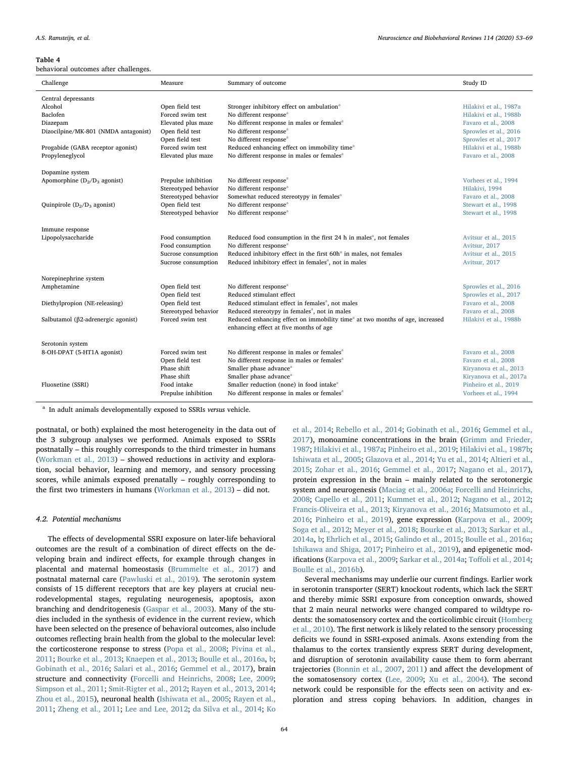**Table 4**
behavioral outcomes after challenges.

| Challenge | Measure | Summary of outcome | Study ID |
|---|---|---|---|
| Central depressants | | | |
| Alcohol | Open field test | Stronger inhibitory effect on ambulation[a] | Hilakivi et al., 1987a |
| Baclofen | Forced swim test | No different response[a] | Hilakivi et al., 1988b |
| Diazepam | Elevated plus maze | No different response in males or females[a] | Favaro et al., 2008 |
| Dizocilpine/MK-801 (NMDA antagonist) | Open field test | No different response[a] | Sprowles et al., 2016 |
| | Open field test | No different response[a] | Sprowles et al., 2017 |
| Progabide (GABA receptor agonist) | Forced swim test | Reduced enhancing effect on immobility time[a] | Hilakivi et al., 1988b |
| Propyleneglycol | Elevated plus maze | No different response in males or females[a] | Favaro et al., 2008 |
| Dopamine system | | | |
| Apomorphine ($D_2/D_3$ agonist) | Prepulse inhibition | No different response[a] | Vorhees et al., 1994 |
| | Stereotyped behavior | No different response[a] | Hilakivi, 1994 |
| | Stereotyped behavior | Somewhat reduced stereotypy in females[a] | Favaro et al., 2008 |
| Quinpirole ($D_2/D_3$ agonist) | Open field test | No different response[a] | Stewart et al., 1998 |
| | Stereotyped behavior | No different response[a] | Stewart et al., 1998 |
| Immune response | | | |
| Lipopolysaccharide | Food consumption | Reduced food consumption in the first 24 h in males[a], not females | Avitsur et al., 2015 |
| | Food consumption | No different response[a] | Avitsur, 2017 |
| | Sucrose consumption | Reduced inhibitory effect in the first 60h[a] in males, not females | Avitsur et al., 2015 |
| | Sucrose consumption | Reduced inhibitory effect in females[a], not in males | Avitsur, 2017 |
| Norepinephrine system | | | |
| Amphetamine | Open field test | No different response[a] | Sprowles et al., 2016 |
| | Open field test | Reduced stimulant effect | Sprowles et al., 2017 |
| Diethylpropion (NE-releasing) | Open field test | Reduced stimulant effect in females[a], not males | Favaro et al., 2008 |
| | Stereotyped behavior | Reduced stereotypy in females[a], not in males | Favaro et al., 2008 |
| Salbutamol (β2-adrenergic agonist) | Forced swim test | Reduced enhancing effect on immobility time[a] at two months of age, increased enhancing effect at five months of age | Hilakivi et al., 1988b |
| Serotonin system | | | |
| 8-OH-DPAT (5-HT1A agonist) | Forced swim test | No different response in males or females[a] | Favaro et al., 2008 |
| | Open field test | No different response in males or females[a] | Favaro et al., 2008 |
| | Phase shift | Smaller phase advance[a] | Kiryanova et al., 2013 |
| | Phase shift | Smaller phase advance[a] | Kiryanova et al., 2017a |
| Fluoxetine (SSRI) | Food intake | Smaller reduction (none) in food intake[a] | Pinheiro et al., 2019 |
| | Prepulse inhibition | No different response in males or females[a] | Vorhees et al., 1994 |

[a] In adult animals developmentally exposed to SSRIs *versus* vehicle.

postnatal, or both) explained the most heterogeneity in the data out of the 3 subgroup analyses we performed. Animals exposed to SSRIs postnatally – this roughly corresponds to the third trimester in humans (Workman et al., 2013) – showed reductions in activity and exploration, social behavior, learning and memory, and sensory processing scores, while animals exposed prenatally – roughly corresponding to the first two trimesters in humans (Workman et al., 2013) – did not.

### 4.2. Potential mechanisms

The effects of developmental SSRI exposure on later-life behavioral outcomes are the result of a combination of direct effects on the developing brain and indirect effects, for example through changes in placental and maternal homeostasis (Brummelte et al., 2017) and postnatal maternal care (Pawluski et al., 2019). The serotonin system consists of 15 different receptors that are key players at crucial neurodevelopmental stages, regulating neurogenesis, apoptosis, axon branching and dendritogenesis (Gaspar et al., 2003). Many of the studies included in the synthesis of evidence in the current review, which have been selected on the presence of behavioral outcomes, also include outcomes reflecting brain health from the global to the molecular level: the corticosterone response to stress (Popa et al., 2008; Pivina et al., 2011; Bourke et al., 2013; Knaepen et al., 2013; Boulle et al., 2016a, b; Gobinath et al., 2016; Salari et al., 2016; Gemmel et al., 2017), brain structure and connectivity (Forcelli and Heinrichs, 2008; Lee, 2009; Simpson et al., 2011; Smit-Rigter et al., 2012; Rayen et al., 2013, 2014; Zhou et al., 2015), neuronal health (Ishiwata et al., 2005; Rayen et al., 2011; Zheng et al., 2011; Lee and Lee, 2012; da Silva et al., 2014; Ko et al., 2014; Rebello et al., 2014; Gobinath et al., 2016; Gemmel et al., 2017), monoamine concentrations in the brain (Grimm and Frieder, 1987; Hilakivi et al., 1987a; Pinheiro et al., 2019; Hilakivi et al., 1987b; Ishiwata et al., 2005; Glazova et al., 2014; Yu et al., 2014; Altieri et al., 2015; Zohar et al., 2016; Gemmel et al., 2017; Nagano et al., 2017), protein expression in the brain – mainly related to the serotonergic system and neurogenesis (Maciag et al., 2006a; Forcelli and Heinrichs, 2008; Capello et al., 2011; Kummet et al., 2012; Nagano et al., 2012; Francis-Oliveira et al., 2013; Kiryanova et al., 2016; Matsumoto et al., 2016; Pinheiro et al., 2019), gene expression (Karpova et al., 2009; Soga et al., 2012; Meyer et al., 2018; Bourke et al., 2013; Sarkar et al., 2014a, b; Ehrlich et al., 2015; Galindo et al., 2015; Boulle et al., 2016a; Ishikawa and Shiga, 2017; Pinheiro et al., 2019), and epigenetic modifications (Karpova et al., 2009; Sarkar et al., 2014a; Toffoli et al., 2014; Boulle et al., 2016b).

Several mechanisms may underlie our current findings. Earlier work in serotonin transporter (SERT) knockout rodents, which lack the SERT and thereby mimic SSRI exposure from conception onwards, showed that 2 main neural networks were changed compared to wildtype rodents: the somatosensory cortex and the corticolimbic circuit (Homberg et al., 2010). The first network is likely related to the sensory processing deficits we found in SSRI-exposed animals. Axons extending from the thalamus to the cortex transiently express SERT during development, and disruption of serotonin availability cause them to form aberrant trajectories (Bonnin et al., 2007, 2011) and affect the development of the somatosensory cortex (Lee, 2009; Xu et al., 2004). The second network could be responsible for the effects seen on activity and exploration and stress coping behaviors. In addition, changes in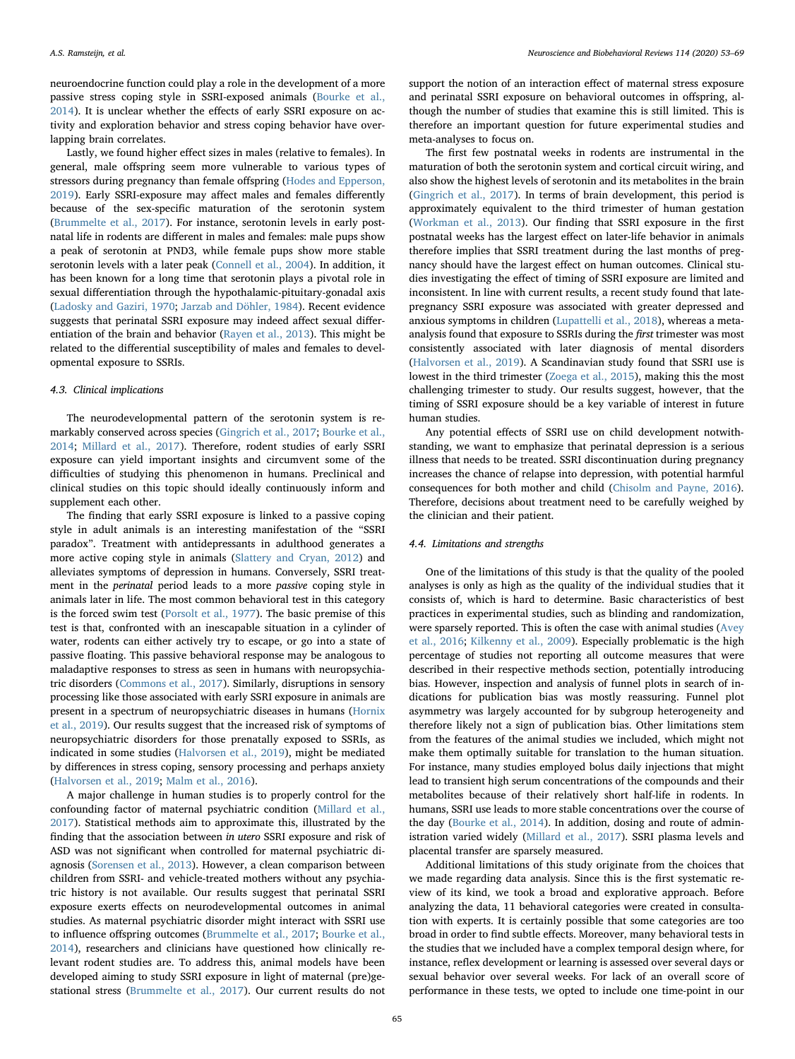neuroendocrine function could play a role in the development of a more passive stress coping style in SSRI-exposed animals (Bourke et al., 2014). It is unclear whether the effects of early SSRI exposure on activity and exploration behavior and stress coping behavior have overlapping brain correlates.

Lastly, we found higher effect sizes in males (relative to females). In general, male offspring seem more vulnerable to various types of stressors during pregnancy than female offspring (Hodes and Epperson, 2019). Early SSRI-exposure may affect males and females differently because of the sex-specific maturation of the serotonin system (Brummelte et al., 2017). For instance, serotonin levels in early postnatal life in rodents are different in males and females: male pups show a peak of serotonin at PND3, while female pups show more stable serotonin levels with a later peak (Connell et al., 2004). In addition, it has been known for a long time that serotonin plays a pivotal role in sexual differentiation through the hypothalamic-pituitary-gonadal axis (Ladosky and Gaziri, 1970; Jarzab and Döhler, 1984). Recent evidence suggests that perinatal SSRI exposure may indeed affect sexual differentiation of the brain and behavior (Rayen et al., 2013). This might be related to the differential susceptibility of males and females to developmental exposure to SSRIs.

### 4.3. Clinical implications

The neurodevelopmental pattern of the serotonin system is remarkably conserved across species (Gingrich et al., 2017; Bourke et al., 2014; Millard et al., 2017). Therefore, rodent studies of early SSRI exposure can yield important insights and circumvent some of the difficulties of studying this phenomenon in humans. Preclinical and clinical studies on this topic should ideally continuously inform and supplement each other.

The finding that early SSRI exposure is linked to a passive coping style in adult animals is an interesting manifestation of the "SSRI paradox". Treatment with antidepressants in adulthood generates a more active coping style in animals (Slattery and Cryan, 2012) and alleviates symptoms of depression in humans. Conversely, SSRI treatment in the *perinatal* period leads to a more *passive* coping style in animals later in life. The most common behavioral test in this category is the forced swim test (Porsolt et al., 1977). The basic premise of this test is that, confronted with an inescapable situation in a cylinder of water, rodents can either actively try to escape, or go into a state of passive floating. This passive behavioral response may be analogous to maladaptive responses to stress as seen in humans with neuropsychiatric disorders (Commons et al., 2017). Similarly, disruptions in sensory processing like those associated with early SSRI exposure in animals are present in a spectrum of neuropsychiatric diseases in humans (Hornix et al., 2019). Our results suggest that the increased risk of symptoms of neuropsychiatric disorders for those prenatally exposed to SSRIs, as indicated in some studies (Halvorsen et al., 2019), might be mediated by differences in stress coping, sensory processing and perhaps anxiety (Halvorsen et al., 2019; Malm et al., 2016).

A major challenge in human studies is to properly control for the confounding factor of maternal psychiatric condition (Millard et al., 2017). Statistical methods aim to approximate this, illustrated by the finding that the association between *in utero* SSRI exposure and risk of ASD was not significant when controlled for maternal psychiatric diagnosis (Sorensen et al., 2013). However, a clean comparison between children from SSRI- and vehicle-treated mothers without any psychiatric history is not available. Our results suggest that perinatal SSRI exposure exerts effects on neurodevelopmental outcomes in animal studies. As maternal psychiatric disorder might interact with SSRI use to influence offspring outcomes (Brummelte et al., 2017; Bourke et al., 2014), researchers and clinicians have questioned how clinically relevant rodent studies are. To address this, animal models have been developed aiming to study SSRI exposure in light of maternal (pre)gestational stress (Brummelte et al., 2017). Our current results do not support the notion of an interaction effect of maternal stress exposure and perinatal SSRI exposure on behavioral outcomes in offspring, although the number of studies that examine this is still limited. This is therefore an important question for future experimental studies and meta-analyses to focus on.

The first few postnatal weeks in rodents are instrumental in the maturation of both the serotonin system and cortical circuit wiring, and also show the highest levels of serotonin and its metabolites in the brain (Gingrich et al., 2017). In terms of brain development, this period is approximately equivalent to the third trimester of human gestation (Workman et al., 2013). Our finding that SSRI exposure in the first postnatal weeks has the largest effect on later-life behavior in animals therefore implies that SSRI treatment during the last months of pregnancy should have the largest effect on human outcomes. Clinical studies investigating the effect of timing of SSRI exposure are limited and inconsistent. In line with current results, a recent study found that late-pregnancy SSRI exposure was associated with greater depressed and anxious symptoms in children (Lupattelli et al., 2018), whereas a meta-analysis found that exposure to SSRIs during the *first* trimester was most consistently associated with later diagnosis of mental disorders (Halvorsen et al., 2019). A Scandinavian study found that SSRI use is lowest in the third trimester (Zoega et al., 2015), making this the most challenging trimester to study. Our results suggest, however, that the timing of SSRI exposure should be a key variable of interest in future human studies.

Any potential effects of SSRI use on child development notwithstanding, we want to emphasize that perinatal depression is a serious illness that needs to be treated. SSRI discontinuation during pregnancy increases the chance of relapse into depression, with potential harmful consequences for both mother and child (Chisolm and Payne, 2016). Therefore, decisions about treatment need to be carefully weighed by the clinician and their patient.

### 4.4. Limitations and strengths

One of the limitations of this study is that the quality of the pooled analyses is only as high as the quality of the individual studies that it consists of, which is hard to determine. Basic characteristics of best practices in experimental studies, such as blinding and randomization, were sparsely reported. This is often the case with animal studies (Avey et al., 2016; Kilkenny et al., 2009). Especially problematic is the high percentage of studies not reporting all outcome measures that were described in their respective methods section, potentially introducing bias. However, inspection and analysis of funnel plots in search of indications for publication bias was mostly reassuring. Funnel plot asymmetry was largely accounted for by subgroup heterogeneity and therefore likely not a sign of publication bias. Other limitations stem from the features of the animal studies we included, which might not make them optimally suitable for translation to the human situation. For instance, many studies employed bolus daily injections that might lead to transient high serum concentrations of the compounds and their metabolites because of their relatively short half-life in rodents. In humans, SSRI use leads to more stable concentrations over the course of the day (Bourke et al., 2014). In addition, dosing and route of administration varied widely (Millard et al., 2017). SSRI plasma levels and placental transfer are sparsely measured.

Additional limitations of this study originate from the choices that we made regarding data analysis. Since this is the first systematic review of its kind, we took a broad and explorative approach. Before analyzing the data, 11 behavioral categories were created in consultation with experts. It is certainly possible that some categories are too broad in order to find subtle effects. Moreover, many behavioral tests in the studies that we included have a complex temporal design where, for instance, reflex development or learning is assessed over several days or sexual behavior over several weeks. For lack of an overall score of performance in these tests, we opted to include one time-point in our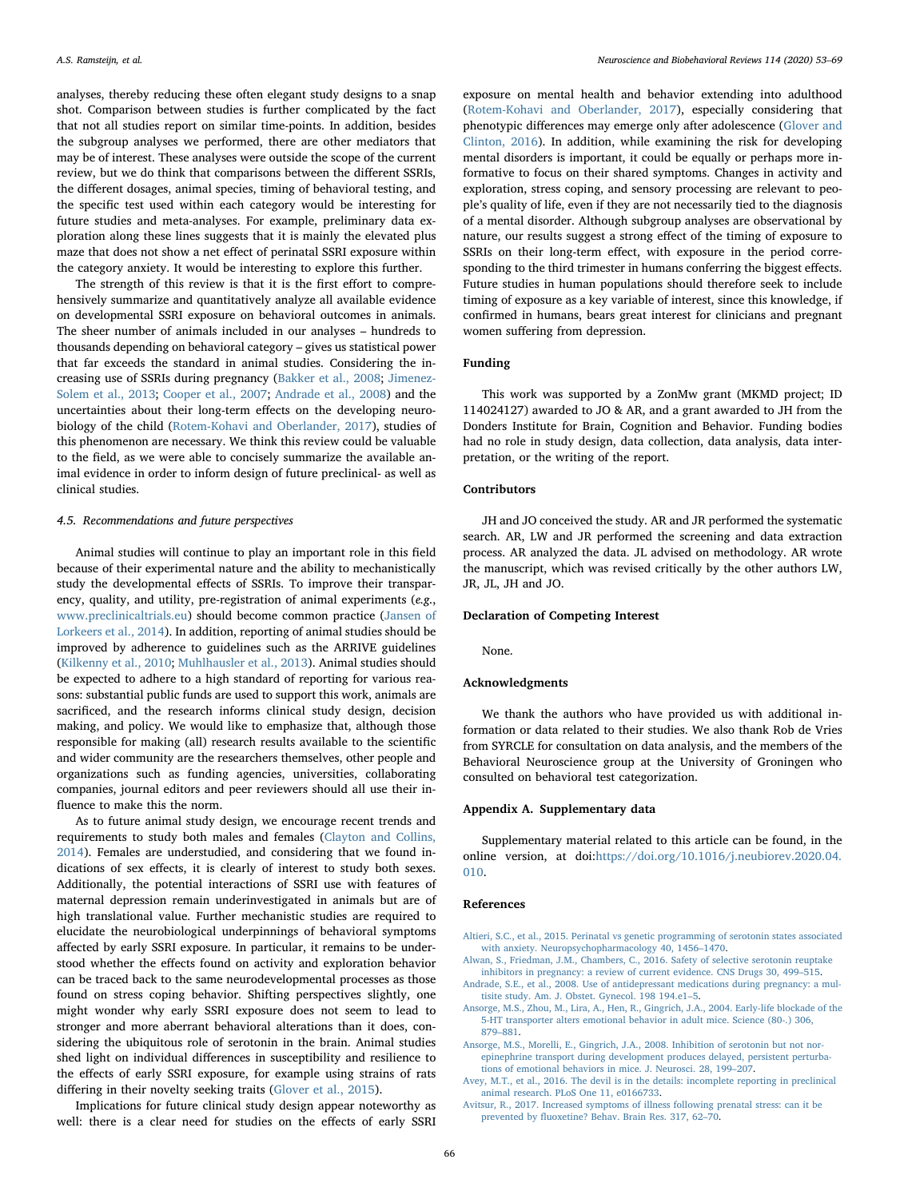analyses, thereby reducing these often elegant study designs to a snap shot. Comparison between studies is further complicated by the fact that not all studies report on similar time-points. In addition, besides the subgroup analyses we performed, there are other mediators that may be of interest. These analyses were outside the scope of the current review, but we do think that comparisons between the different SSRIs, the different dosages, animal species, timing of behavioral testing, and the specific test used within each category would be interesting for future studies and meta-analyses. For example, preliminary data exploration along these lines suggests that it is mainly the elevated plus maze that does not show a net effect of perinatal SSRI exposure within the category anxiety. It would be interesting to explore this further.

The strength of this review is that it is the first effort to comprehensively summarize and quantitatively analyze all available evidence on developmental SSRI exposure on behavioral outcomes in animals. The sheer number of animals included in our analyses – hundreds to thousands depending on behavioral category – gives us statistical power that far exceeds the standard in animal studies. Considering the increasing use of SSRIs during pregnancy (Bakker et al., 2008; Jimenez-Solem et al., 2013; Cooper et al., 2007; Andrade et al., 2008) and the uncertainties about their long-term effects on the developing neurobiology of the child (Rotem-Kohavi and Oberlander, 2017), studies of this phenomenon are necessary. We think this review could be valuable to the field, as we were able to concisely summarize the available animal evidence in order to inform design of future preclinical- as well as clinical studies.

### 4.5. Recommendations and future perspectives

Animal studies will continue to play an important role in this field because of their experimental nature and the ability to mechanistically study the developmental effects of SSRIs. To improve their transparency, quality, and utility, pre-registration of animal experiments (*e.g.*, www.preclinicaltrials.eu) should become common practice (Jansen of Lorkeers et al., 2014). In addition, reporting of animal studies should be improved by adherence to guidelines such as the ARRIVE guidelines (Kilkenny et al., 2010; Muhlhausler et al., 2013). Animal studies should be expected to adhere to a high standard of reporting for various reasons: substantial public funds are used to support this work, animals are sacrificed, and the research informs clinical study design, decision making, and policy. We would like to emphasize that, although those responsible for making (all) research results available to the scientific and wider community are the researchers themselves, other people and organizations such as funding agencies, universities, collaborating companies, journal editors and peer reviewers should all use their influence to make this the norm.

As to future animal study design, we encourage recent trends and requirements to study both males and females (Clayton and Collins, 2014). Females are understudied, and considering that we found indications of sex effects, it is clearly of interest to study both sexes. Additionally, the potential interactions of SSRI use with features of maternal depression remain underinvestigated in animals but are of high translational value. Further mechanistic studies are required to elucidate the neurobiological underpinnings of behavioral symptoms affected by early SSRI exposure. In particular, it remains to be understood whether the effects found on activity and exploration behavior can be traced back to the same neurodevelopmental processes as those found on stress coping behavior. Shifting perspectives slightly, one might wonder why early SSRI exposure does not seem to lead to stronger and more aberrant behavioral alterations than it does, considering the ubiquitous role of serotonin in the brain. Animal studies shed light on individual differences in susceptibility and resilience to the effects of early SSRI exposure, for example using strains of rats differing in their novelty seeking traits (Glover et al., 2015).

Implications for future clinical study design appear noteworthy as well: there is a clear need for studies on the effects of early SSRI exposure on mental health and behavior extending into adulthood (Rotem-Kohavi and Oberlander, 2017), especially considering that phenotypic differences may emerge only after adolescence (Glover and Clinton, 2016). In addition, while examining the risk for developing mental disorders is important, it could be equally or perhaps more informative to focus on their shared symptoms. Changes in activity and exploration, stress coping, and sensory processing are relevant to people's quality of life, even if they are not necessarily tied to the diagnosis of a mental disorder. Although subgroup analyses are observational by nature, our results suggest a strong effect of the timing of exposure to SSRIs on their long-term effect, with exposure in the period corresponding to the third trimester in humans conferring the biggest effects. Future studies in human populations should therefore seek to include timing of exposure as a key variable of interest, since this knowledge, if confirmed in humans, bears great interest for clinicians and pregnant women suffering from depression.

## Funding

This work was supported by a ZonMw grant (MKMD project; ID 114024127) awarded to JO & AR, and a grant awarded to JH from the Donders Institute for Brain, Cognition and Behavior. Funding bodies had no role in study design, data collection, data analysis, data interpretation, or the writing of the report.

## Contributors

JH and JO conceived the study. AR and JR performed the systematic search. AR, LW and JR performed the screening and data extraction process. AR analyzed the data. JL advised on methodology. AR wrote the manuscript, which was revised critically by the other authors LW, JR, JL, JH and JO.

## Declaration of Competing Interest

None.

## Acknowledgments

We thank the authors who have provided us with additional information or data related to their studies. We also thank Rob de Vries from SYRCLE for consultation on data analysis, and the members of the Behavioral Neuroscience group at the University of Groningen who consulted on behavioral test categorization.

## Appendix A. Supplementary data

Supplementary material related to this article can be found, in the online version, at doi:https://doi.org/10.1016/j.neubiorev.2020.04.010.

## References

Altieri, S.C., et al., 2015. Perinatal vs genetic programming of serotonin states associated with anxiety. Neuropsychopharmacology 40, 1456–1470.

Alwan, S., Friedman, J.M., Chambers, C., 2016. Safety of selective serotonin reuptake inhibitors in pregnancy: a review of current evidence. CNS Drugs 30, 499–515.

Andrade, S.E., et al., 2008. Use of antidepressant medications during pregnancy: a multisite study. Am. J. Obstet. Gynecol. 198 194.e1–5.

Ansorge, M.S., Zhou, M., Lira, A., Hen, R., Gingrich, J.A., 2004. Early-life blockade of the 5-HT transporter alters emotional behavior in adult mice. Science (80-.) 306, 879–881.

Ansorge, M.S., Morelli, E., Gingrich, J.A., 2008. Inhibition of serotonin but not norepinephrine transport during development produces delayed, persistent perturbations of emotional behaviors in mice. J. Neurosci. 28, 199–207.

Avey, M.T., et al., 2016. The devil is in the details: incomplete reporting in preclinical animal research. PLoS One 11, e0166733.

Avitsur, R., 2017. Increased symptoms of illness following prenatal stress: can it be prevented by fluoxetine? Behav. Brain Res. 317, 62–70.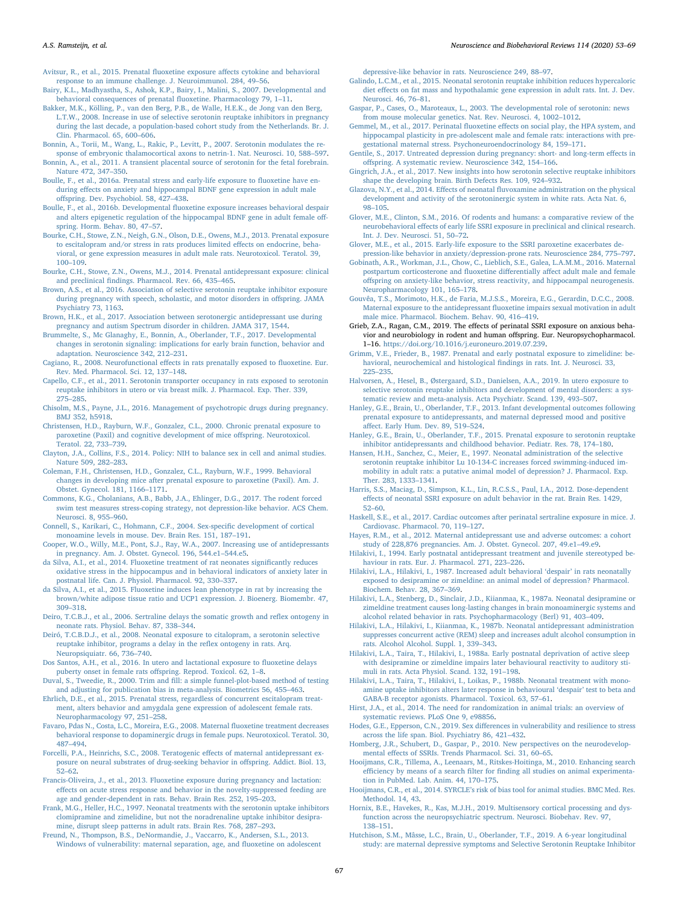Avitsur, R., et al., 2015. Prenatal fluoxetine exposure affects cytokine and behavioral response to an immune challenge. J. Neuroimmunol. 284, 49–56.

Bairy, K.L., Madhyastha, S., Ashok, K.P., Bairy, I., Malini, S., 2007. Developmental and behavioral consequences of prenatal fluoxetine. Pharmacology 79, 1–11.

Bakker, M.K., Kölling, P., van den Berg, P.B., de Walle, H.E.K., de Jong van den Berg, L.T.W., 2008. Increase in use of selective serotonin reuptake inhibitors in pregnancy during the last decade, a population-based cohort study from the Netherlands. Br. J. Clin. Pharmacol. 65, 600–606.

Bonnin, A., Torii, M., Wang, L., Rakic, P., Levitt, P., 2007. Serotonin modulates the response of embryonic thalamocortical axons to netrin-1. Nat. Neurosci. 10, 588–597.

Bonnin, A., et al., 2011. A transient placental source of serotonin for the fetal forebrain. Nature 472, 347–350.

Boulle, F., et al., 2016a. Prenatal stress and early-life exposure to fluoxetine have enduring effects on anxiety and hippocampal BDNF gene expression in adult male offspring. Dev. Psychobiol. 58, 427–438.

Boulle, F., et al., 2016b. Developmental fluoxetine exposure increases behavioral despair and alters epigenetic regulation of the hippocampal BDNF gene in adult female offspring. Horm. Behav. 80, 47–57.

Bourke, C.H., Stowe, Z.N., Neigh, G.N., Olson, D.E., Owens, M.J., 2013. Prenatal exposure to escitalopram and/or stress in rats produces limited effects on endocrine, behavioral, or gene expression measures in adult male rats. Neurotoxicol. Teratol. 39, 100–109.

Bourke, C.H., Stowe, Z.N., Owens, M.J., 2014. Prenatal antidepressant exposure: clinical and preclinical findings. Pharmacol. Rev. 66, 435–465.

Brown, A.S., et al., 2016. Association of selective serotonin reuptake inhibitor exposure during pregnancy with speech, scholastic, and motor disorders in offspring. JAMA Psychiatry 73, 1163.

Brown, H.K., et al., 2017. Association between serotonergic antidepressant use during pregnancy and autism Spectrum disorder in children. JAMA 317, 1544.

Brummelte, S., Mc Glanaghy, E., Bonnin, A., Oberlander, T.F., 2017. Developmental changes in serotonin signaling: implications for early brain function, behavior and adaptation. Neuroscience 342, 212–231.

Cagiano, R., 2008. Neurofunctional effects in rats prenatally exposed to fluoxetine. Eur. Rev. Med. Pharmacol. Sci. 12, 137–148.

Capello, C.F., et al., 2011. Serotonin transporter occupancy in rats exposed to serotonin reuptake inhibitors in utero or via breast milk. J. Pharmacol. Exp. Ther. 339, 275–285.

Chisolm, M.S., Payne, J.L., 2016. Management of psychotropic drugs during pregnancy. BMJ 352, h5918.

Christensen, H.D., Rayburn, W.F., Gonzalez, C.L., 2000. Chronic prenatal exposure to paroxetine (Paxil) and cognitive development of mice offspring. Neurotoxicol. Teratol. 22, 733–739.

Clayton, J.A., Collins, F.S., 2014. Policy: NIH to balance sex in cell and animal studies. Nature 509, 282–283.

Coleman, F.H., Christensen, H.D., Gonzalez, C.L., Rayburn, W.F., 1999. Behavioral changes in developing mice after prenatal exposure to paroxetine (Paxil). Am. J. Obstet. Gynecol. 181, 1166–1171.

Commons, K.G., Cholanians, A.B., Babb, J.A., Ehlinger, D.G., 2017. The rodent forced swim test measures stress-coping strategy, not depression-like behavior. ACS Chem. Neurosci. 8, 955–960.

Connell, S., Karikari, C., Hohmann, C.F., 2004. Sex-specific development of cortical monoamine levels in mouse. Dev. Brain Res. 151, 187–191.

Cooper, W.O., Willy, M.E., Pont, S.J., Ray, W.A., 2007. Increasing use of antidepressants in pregnancy. Am. J. Obstet. Gynecol. 196, 544.e1–544.e5.

da Silva, A.I., et al., 2014. Fluoxetine treatment of rat neonates significantly reduces oxidative stress in the hippocampus and in behavioral indicators of anxiety later in postnatal life. Can. J. Physiol. Pharmacol. 92, 330–337.

da Silva, A.I., et al., 2015. Fluoxetine induces lean phenotype in rat by increasing the brown/white adipose tissue ratio and UCP1 expression. J. Bioenerg. Biomembr. 47, 309–318.

Deiro, T.C.B.J., et al., 2006. Sertraline delays the somatic growth and reflex ontogeny in neonate rats. Physiol. Behav. 87, 338–344.

Deiró, T.C.B.D.J., et al., 2008. Neonatal exposure to citalopram, a serotonin selective reuptake inhibitor, programs a delay in the reflex ontogeny in rats. Arq. Neuropsiquiatr. 66, 736–740.

Dos Santos, A.H., et al., 2016. In utero and lactational exposure to fluoxetine delays puberty onset in female rats offspring. Reprod. Toxicol. 62, 1–8.

Duval, S., Tweedie, R., 2000. Trim and fill: a simple funnel-plot-based method of testing and adjusting for publication bias in meta-analysis. Biometrics 56, 455–463.

Ehrlich, D.E., et al., 2015. Prenatal stress, regardless of concurrent escitalopram treatment, alters behavior and amygdala gene expression of adolescent female rats. Neuropharmacology 97, 251–258.

Favaro, Pdas N., Costa, L.C., Moreira, E.G., 2008. Maternal fluoxetine treatment decreases behavioral response to dopaminergic drugs in female pups. Neurotoxicol. Teratol. 30, 487–494.

Forcelli, P.A., Heinrichs, S.C., 2008. Teratogenic effects of maternal antidepressant exposure on neural substrates of drug-seeking behavior in offspring. Addict. Biol. 13, 52–62.

Francis-Oliveira, J., et al., 2013. Fluoxetine exposure during pregnancy and lactation: effects on acute stress response and behavior in the novelty-suppressed feeding are age and gender-dependent in rats. Behav. Brain Res. 252, 195–203.

Frank, M.G., Heller, H.C., 1997. Neonatal treatments with the serotonin uptake inhibitors clomipramine and zimelidine, but not the noradrenaline uptake inhibitor desipramine, disrupt sleep patterns in adult rats. Brain Res. 768, 287–293.

Freund, N., Thompson, B.S., DeNormandie, J., Vaccarro, K., Andersen, S.L., 2013. Windows of vulnerability: maternal separation, age, and fluoxetine on adolescent depressive-like behavior in rats. Neuroscience 249, 88–97.

Galindo, L.C.M., et al., 2015. Neonatal serotonin reuptake inhibition reduces hypercaloric diet effects on fat mass and hypothalamic gene expression in adult rats. Int. J. Dev. Neurosci. 46, 76–81.

Gaspar, P., Cases, O., Maroteaux, L., 2003. The developmental role of serotonin: news from mouse molecular genetics. Nat. Rev. Neurosci. 4, 1002–1012.

Gemmel, M., et al., 2017. Perinatal fluoxetine effects on social play, the HPA system, and hippocampal plasticity in pre-adolescent male and female rats: interactions with pregestational maternal stress. Psychoneuroendocrinology 84, 159–171.

Gentile, S., 2017. Untreated depression during pregnancy: short- and long-term effects in offspring. A systematic review. Neuroscience 342, 154–166.

Gingrich, J.A., et al., 2017. New insights into how serotonin selective reuptake inhibitors shape the developing brain. Birth Defects Res. 109, 924–932.

Glazova, N.Y., et al., 2014. Effects of neonatal fluvoxamine administration on the physical development and activity of the serotoninergic system in white rats. Acta Nat. 6, 98–105.

Glover, M.E., Clinton, S.M., 2016. Of rodents and humans: a comparative review of the neurobehavioral effects of early life SSRI exposure in preclinical and clinical research. Int. J. Dev. Neurosci. 51, 50–72.

Glover, M.E., et al., 2015. Early-life exposure to the SSRI paroxetine exacerbates depression-like behavior in anxiety/depression-prone rats. Neuroscience 284, 775–797.

Gobinath, A.R., Workman, J.L., Chow, C., Lieblich, S.E., Galea, L.A.M.M., 2016. Maternal postpartum corticosterone and fluoxetine differentially affect adult male and female offspring on anxiety-like behavior, stress reactivity, and hippocampal neurogenesis. Neuropharmacology 101, 165–178.

Gouvêa, T.S., Morimoto, H.K., de Faria, M.J.S.S., Moreira, E.G., Gerardin, D.C.C., 2008. Maternal exposure to the antidepressant fluoxetine impairs sexual motivation in adult male mice. Pharmacol. Biochem. Behav. 90, 416–419.

Grieb, Z.A., Ragan, C.M., 2019. The effects of perinatal SSRI exposure on anxious behavior and neurobiology in rodent and human offspring. Eur. Neuropsychopharmacol. 1–16. https://doi.org/10.1016/j.euroneuro.2019.07.239.

Grimm, V.E., Frieder, B., 1987. Prenatal and early postnatal exposure to zimelidine: behavioral, neurochemical and histological findings in rats. Int. J. Neurosci. 33, 225–235.

Halvorsen, A., Hesel, B., Østergaard, S.D., Danielsen, A.A., 2019. In utero exposure to selective serotonin reuptake inhibitors and development of mental disorders: a systematic review and meta-analysis. Acta Psychiatr. Scand. 139, 493–507.

Hanley, G.E., Brain, U., Oberlander, T.F., 2013. Infant developmental outcomes following prenatal exposure to antidepressants, and maternal depressed mood and positive affect. Early Hum. Dev. 89, 519–524.

Hanley, G.E., Brain, U., Oberlander, T.F., 2015. Prenatal exposure to serotonin reuptake inhibitor antidepressants and childhood behavior. Pediatr. Res. 78, 174–180.

Hansen, H.H., Sanchez, C., Meier, E., 1997. Neonatal administration of the selective serotonin reuptake inhibitor Lu 10-134-C increases forced swimming-induced immobility in adult rats: a putative animal model of depression? J. Pharmacol. Exp. Ther. 283, 1333–1341.

Harris, S.S., Maciag, D., Simpson, K.L., Lin, R.C.S.S., Paul, I.A., 2012. Dose-dependent effects of neonatal SSRI exposure on adult behavior in the rat. Brain Res. 1429, 52–60.

Haskell, S.E., et al., 2017. Cardiac outcomes after perinatal sertraline exposure in mice. J. Cardiovasc. Pharmacol. 70, 119–127.

Hayes, R.M., et al., 2012. Maternal antidepressant use and adverse outcomes: a cohort study of 228,876 pregnancies. Am. J. Obstet. Gynecol. 207, 49.e1–49.e9.

Hilakivi, I., 1994. Early postnatal antidepressant treatment and juvenile stereotyped behaviour in rats. Eur. J. Pharmacol. 271, 223–226.

Hilakivi, L.A., Hilakivi, I., 1987. Increased adult behavioral 'despair' in rats neonatally exposed to desipramine or zimeldine: an animal model of depression? Pharmacol. Biochem. Behav. 28, 367–369.

Hilakivi, L.A., Stenberg, D., Sinclair, J.D., Kiianmaa, K., 1987a. Neonatal desipramine or zimeldine treatment causes long-lasting changes in brain monoaminergic systems and alcohol related behavior in rats. Psychopharmacology (Berl) 91, 403–409.

Hilakivi, L.A., Hilakivi, I., Kiianmaa, K., 1987b. Neonatal antidepressant administration suppresses concurrent active (REM) sleep and increases adult alcohol consumption in rats. Alcohol Alcohol. Suppl. 1, 339–343.

Hilakivi, L.A., Taira, T., Hilakivi, I., 1988a. Early postnatal deprivation of active sleep with desipramine or zimeldine impairs later behavioural reactivity to auditory stimuli in rats. Acta Physiol. Scand. 132, 191–198.

Hilakivi, L.A., Taira, T., Hilakivi, I., Loikas, P., 1988b. Neonatal treatment with monoamine uptake inhibitors alters later response in behavioural 'despair' test to beta and GABA-B receptor agonists. Pharmacol. Toxicol. 63, 57–61.

Hirst, J.A., et al., 2014. The need for randomization in animal trials: an overview of systematic reviews. PLoS One 9, e98856.

Hodes, G.E., Epperson, C.N., 2019. Sex differences in vulnerability and resilience to stress across the life span. Biol. Psychiatry 86, 421–432.

Homberg, J.R., Schubert, D., Gaspar, P., 2010. New perspectives on the neurodevelopmental effects of SSRIs. Trends Pharmacol. Sci. 31, 60–65.

Hooijmans, C.R., Tillema, A., Leenaars, M., Ritskes-Hoitinga, M., 2010. Enhancing search efficiency by means of a search filter for finding all studies on animal experimentation in PubMed. Lab. Anim. 44, 170–175.

Hooijmans, C.R., et al., 2014. SYRCLE's risk of bias tool for animal studies. BMC Med. Res. Methodol. 14, 43.

Hornix, B.E., Havekes, R., Kas, M.J.H., 2019. Multisensory cortical processing and dysfunction across the neuropsychiatric spectrum. Neurosci. Biobehav. Rev. 97, 138–151.

Hutchison, S.M., Mâsse, L.C., Brain, U., Oberlander, T.F., 2019. A 6-year longitudinal study: are maternal depressive symptoms and Selective Serotonin Reuptake Inhibitor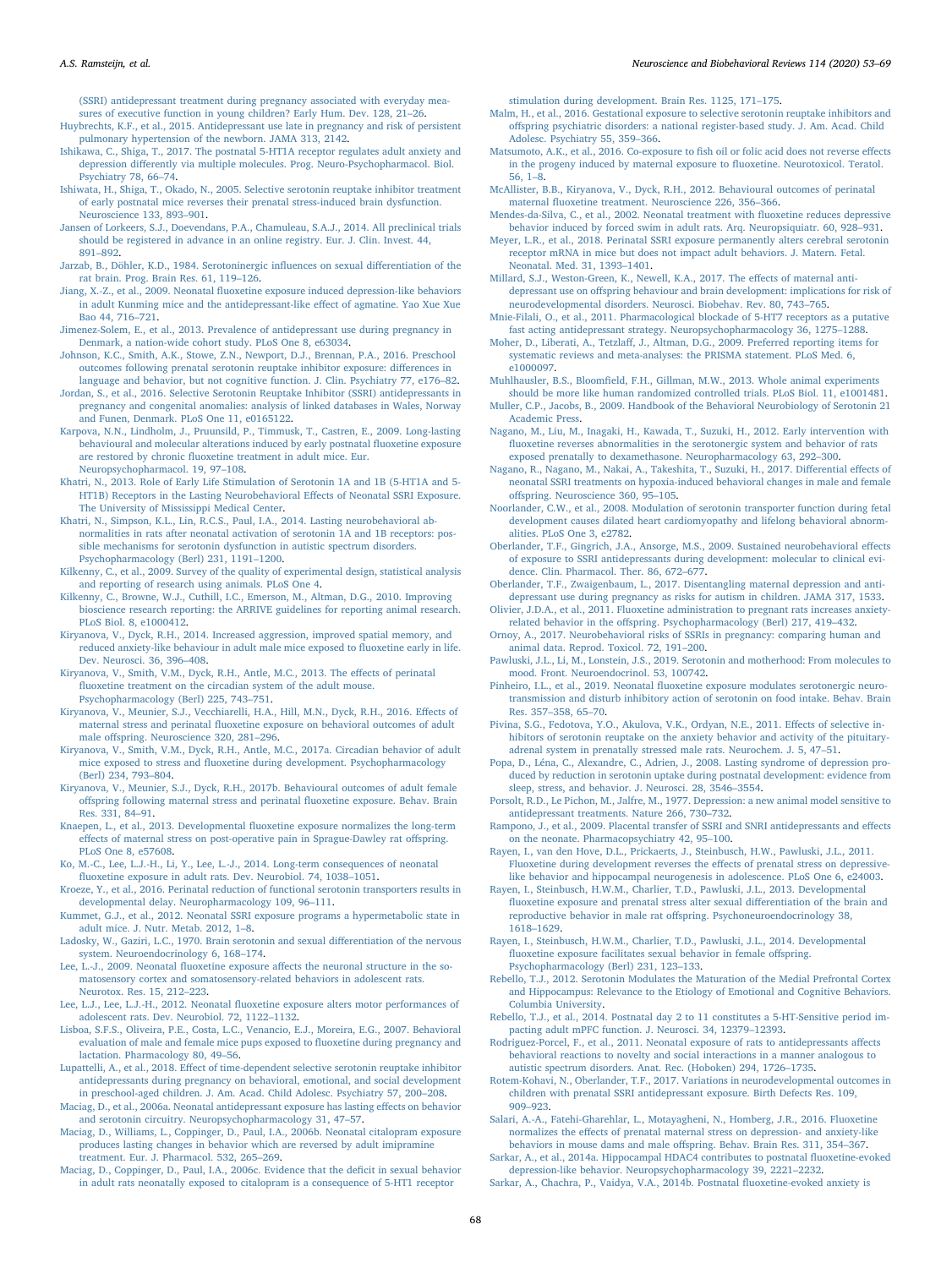(SSRI) antidepressant treatment during pregnancy associated with everyday measures of executive function in young children? Early Hum. Dev. 128, 21–26.

Huybrechts, K.F., et al., 2015. Antidepressant use late in pregnancy and risk of persistent pulmonary hypertension of the newborn. JAMA 313, 2142.

Ishikawa, C., Shiga, T., 2017. The postnatal 5-HT1A receptor regulates adult anxiety and depression differently via multiple molecules. Prog. Neuro-Psychopharmacol. Biol. Psychiatry 78, 66–74.

Ishiwata, H., Shiga, T., Okado, N., 2005. Selective serotonin reuptake inhibitor treatment of early postnatal mice reverses their prenatal stress-induced brain dysfunction. Neuroscience 133, 893–901.

Jansen of Lorkeers, S.J., Doevendans, P.A., Chamuleau, S.A.J., 2014. All preclinical trials should be registered in advance in an online registry. Eur. J. Clin. Invest. 44, 891–892.

Jarzab, B., Döhler, K.D., 1984. Serotoninergic influences on sexual differentiation of the rat brain. Prog. Brain Res. 61, 119–126.

Jiang, X.-Z., et al., 2009. Neonatal fluoxetine exposure induced depression-like behaviors in adult Kunming mice and the antidepressant-like effect of agmatine. Yao Xue Xue Bao 44, 716–721.

Jimenez-Solem, E., et al., 2013. Prevalence of antidepressant use during pregnancy in Denmark, a nation-wide cohort study. PLoS One 8, e63034.

Johnson, K.C., Smith, A.K., Stowe, Z.N., Newport, D.J., Brennan, P.A., 2016. Preschool outcomes following prenatal serotonin reuptake inhibitor exposure: differences in language and behavior, but not cognitive function. J. Clin. Psychiatry 77, e176–82.

Jordan, S., et al., 2016. Selective Serotonin Reuptake Inhibitor (SSRI) antidepressants in pregnancy and congenital anomalies: analysis of linked databases in Wales, Norway and Funen, Denmark. PLoS One 11, e0165122.

Karpova, N.N., Lindholm, J., Pruunsild, P., Timmusk, T., Castren, E., 2009. Long-lasting behavioural and molecular alterations induced by early postnatal fluoxetine exposure are restored by chronic fluoxetine treatment in adult mice. Eur. Neuropsychopharmacol. 19, 97–108.

Khatri, N., 2013. Role of Early Life Stimulation of Serotonin 1A and 1B (5-HT1A and 5-HT1B) Receptors in the Lasting Neurobehavioral Effects of Neonatal SSRI Exposure. The University of Mississippi Medical Center.

Khatri, N., Simpson, K.L., Lin, R.C.S., Paul, I.A., 2014. Lasting neurobehavioral abnormalities in rats after neonatal activation of serotonin 1A and 1B receptors: possible mechanisms for serotonin dysfunction in autistic spectrum disorders. Psychopharmacology (Berl) 231, 1191–1200.

Kilkenny, C., et al., 2009. Survey of the quality of experimental design, statistical analysis and reporting of research using animals. PLoS One 4.

Kilkenny, C., Browne, W.J., Cuthill, I.C., Emerson, M., Altman, D.G., 2010. Improving bioscience research reporting: the ARRIVE guidelines for reporting animal research. PLoS Biol. 8, e1000412.

Kiryanova, V., Dyck, R.H., 2014. Increased aggression, improved spatial memory, and reduced anxiety-like behaviour in adult male mice exposed to fluoxetine early in life. Dev. Neurosci. 36, 396–408.

Kiryanova, V., Smith, V.M., Dyck, R.H., Antle, M.C., 2013. The effects of perinatal fluoxetine treatment on the circadian system of the adult mouse. Psychopharmacology (Berl) 225, 743–751.

Kiryanova, V., Meunier, S.J., Vecchiarelli, H.A., Hill, M.N., Dyck, R.H., 2016. Effects of maternal stress and perinatal fluoxetine exposure on behavioral outcomes of adult male offspring. Neuroscience 320, 281–296.

Kiryanova, V., Smith, V.M., Dyck, R.H., Antle, M.C., 2017a. Circadian behavior of adult mice exposed to stress and fluoxetine during development. Psychopharmacology (Berl) 234, 793–804.

Kiryanova, V., Meunier, S.J., Dyck, R.H., 2017b. Behavioural outcomes of adult female offspring following maternal stress and perinatal fluoxetine exposure. Behav. Brain Res. 331, 84–91.

Knaepen, L., et al., 2013. Developmental fluoxetine exposure normalizes the long-term effects of maternal stress on post-operative pain in Sprague-Dawley rat offspring. PLoS One 8, e57608.

Ko, M.-C., Lee, L.J.-H., Li, Y., Lee, L.-J., 2014. Long-term consequences of neonatal fluoxetine exposure in adult rats. Dev. Neurobiol. 74, 1038–1051.

Kroeze, Y., et al., 2016. Perinatal reduction of functional serotonin transporters results in developmental delay. Neuropharmacology 109, 96–111.

Kummet, G.J., et al., 2012. Neonatal SSRI exposure programs a hypermetabolic state in adult mice. J. Nutr. Metab. 2012, 1–8.

Ladosky, W., Gaziri, L.C., 1970. Brain serotonin and sexual differentiation of the nervous system. Neuroendocrinology 6, 168–174.

Lee, L.-J., 2009. Neonatal fluoxetine exposure affects the neuronal structure in the somatosensory cortex and somatosensory-related behaviors in adolescent rats. Neurotox. Res. 15, 212–223.

Lee, L.J., Lee, L.J.-H., 2012. Neonatal fluoxetine exposure alters motor performances of adolescent rats. Dev. Neurobiol. 72, 1122–1132.

Lisboa, S.F.S., Oliveira, P.E., Costa, L.C., Venancio, E.J., Moreira, E.G., 2007. Behavioral evaluation of male and female mice pups exposed to fluoxetine during pregnancy and lactation. Pharmacology 80, 49–56.

Lupattelli, A., et al., 2018. Effect of time-dependent selective serotonin reuptake inhibitor antidepressants during pregnancy on behavioral, emotional, and social development in preschool-aged children. J. Am. Acad. Child Adolesc. Psychiatry 57, 200–208.

Maciag, D., et al., 2006a. Neonatal antidepressant exposure has lasting effects on behavior and serotonin circuitry. Neuropsychopharmacology 31, 47–57.

Maciag, D., Williams, L., Coppinger, D., Paul, I.A., 2006b. Neonatal citalopram exposure produces lasting changes in behavior which are reversed by adult imipramine treatment. Eur. J. Pharmacol. 532, 265–269.

Maciag, D., Coppinger, D., Paul, I.A., 2006c. Evidence that the deficit in sexual behavior in adult rats neonatally exposed to citalopram is a consequence of 5-HT1 receptor stimulation during development. Brain Res. 1125, 171–175.

Malm, H., et al., 2016. Gestational exposure to selective serotonin reuptake inhibitors and offspring psychiatric disorders: a national register-based study. J. Am. Acad. Child Adolesc. Psychiatry 55, 359–366.

Matsumoto, A.K., et al., 2016. Co-exposure to fish oil or folic acid does not reverse effects in the progeny induced by maternal exposure to fluoxetine. Neurotoxicol. Teratol. 56, 1–8.

McAllister, B.B., Kiryanova, V., Dyck, R.H., 2012. Behavioural outcomes of perinatal maternal fluoxetine treatment. Neuroscience 226, 356–366.

Mendes-da-Silva, C., et al., 2002. Neonatal treatment with fluoxetine reduces depressive behavior induced by forced swim in adult rats. Arq. Neuropsiquiatr. 60, 928–931.

Meyer, L.R., et al., 2018. Perinatal SSRI exposure permanently alters cerebral serotonin receptor mRNA in mice but does not impact adult behaviors. J. Matern. Fetal. Neonatal. Med. 31, 1393–1401.

Millard, S.J., Weston-Green, K., Newell, K.A., 2017. The effects of maternal antidepressant use on offspring behaviour and brain development: implications for risk of neurodevelopmental disorders. Neurosci. Biobehav. Rev. 80, 743–765.

Mnie-Filali, O., et al., 2011. Pharmacological blockade of 5-HT7 receptors as a putative fast acting antidepressant strategy. Neuropsychopharmacology 36, 1275–1288.

Moher, D., Liberati, A., Tetzlaff, J., Altman, D.G., 2009. Preferred reporting items for systematic reviews and meta-analyses: the PRISMA statement. PLoS Med. 6, e1000097.

Muhlhausler, B.S., Bloomfield, F.H., Gillman, M.W., 2013. Whole animal experiments should be more like human randomized controlled trials. PLoS Biol. 11, e1001481.

Muller, C.P., Jacobs, B., 2009. Handbook of the Behavioral Neurobiology of Serotonin 21 Academic Press.

Nagano, M., Liu, M., Inagaki, H., Kawada, T., Suzuki, H., 2012. Early intervention with fluoxetine reverses abnormalities in the serotonergic system and behavior of rats exposed prenatally to dexamethasone. Neuropharmacology 63, 292–300.

Nagano, R., Nagano, M., Nakai, A., Takeshita, T., Suzuki, H., 2017. Differential effects of neonatal SSRI treatments on hypoxia-induced behavioral changes in male and female offspring. Neuroscience 360, 95–105.

Noorlander, C.W., et al., 2008. Modulation of serotonin transporter function during fetal development causes dilated heart cardiomyopathy and lifelong behavioral abnormalities. PLoS One 3, e2782.

Oberlander, T.F., Gingrich, J.A., Ansorge, M.S., 2009. Sustained neurobehavioral effects of exposure to SSRI antidepressants during development: molecular to clinical evidence. Clin. Pharmacol. Ther. 86, 672–677.

Oberlander, T.F., Zwaigenbaum, L., 2017. Disentangling maternal depression and antidepressant use during pregnancy as risks for autism in children. JAMA 317, 1533.

Olivier, J.D.A., et al., 2011. Fluoxetine administration to pregnant rats increases anxiety-related behavior in the offspring. Psychopharmacology (Berl) 217, 419–432.

Ornoy, A., 2017. Neurobehavioral risks of SSRIs in pregnancy: comparing human and animal data. Reprod. Toxicol. 72, 191–200.

Pawluski, J.L., Li, M., Lonstein, J.S., 2019. Serotonin and motherhood: From molecules to mood. Front. Neuroendocrinol. 53, 100742.

Pinheiro, I.L., et al., 2019. Neonatal fluoxetine exposure modulates serotonergic neurotransmission and disturb inhibitory action of serotonin on food intake. Behav. Brain Res. 357–358, 65–70.

Pivina, S.G., Fedotova, Y.O., Akulova, V.K., Ordyan, N.E., 2011. Effects of selective inhibitors of serotonin reuptake on the anxiety behavior and activity of the pituitary-adrenal system in prenatally stressed male rats. Neurochem. J. 5, 47–51.

Popa, D., Léna, C., Alexandre, C., Adrien, J., 2008. Lasting syndrome of depression produced by reduction in serotonin uptake during postnatal development: evidence from sleep, stress, and behavior. J. Neurosci. 28, 3546–3554.

Porsolt, R.D., Le Pichon, M., Jalfre, M., 1977. Depression: a new animal model sensitive to antidepressant treatments. Nature 266, 730–732.

Rampono, J., et al., 2009. Placental transfer of SSRI and SNRI antidepressants and effects on the neonate. Pharmacopsychiatry 42, 95–100.

Rayen, I., van den Hove, D.L., Prickaerts, J., Steinbusch, H.W., Pawluski, J.L., 2011. Fluoxetine during development reverses the effects of prenatal stress on depressive-like behavior and hippocampal neurogenesis in adolescence. PLoS One 6, e24003.

Rayen, I., Steinbusch, H.W.M., Charlier, T.D., Pawluski, J.L., 2013. Developmental fluoxetine exposure and prenatal stress alter sexual differentiation of the brain and reproductive behavior in male rat offspring. Psychoneuroendocrinology 38, 1618–1629.

Rayen, I., Steinbusch, H.W.M., Charlier, T.D., Pawluski, J.L., 2014. Developmental fluoxetine exposure facilitates sexual behavior in female offspring. Psychopharmacology (Berl) 231, 123–133.

Rebello, T.J., 2012. Serotonin Modulates the Maturation of the Medial Prefrontal Cortex and Hippocampus: Relevance to the Etiology of Emotional and Cognitive Behaviors. Columbia University.

Rebello, T.J., et al., 2014. Postnatal day 2 to 11 constitutes a 5-HT-Sensitive period impacting adult mPFC function. J. Neurosci. 34, 12379–12393.

Rodriguez-Porcel, F., et al., 2011. Neonatal exposure of rats to antidepressants affects behavioral reactions to novelty and social interactions in a manner analogous to autistic spectrum disorders. Anat. Rec. (Hoboken) 294, 1726–1735.

Rotem-Kohavi, N., Oberlander, T.F., 2017. Variations in neurodevelopmental outcomes in children with prenatal SSRI antidepressant exposure. Birth Defects Res. 109, 909–923.

Salari, A.-A., Fatehi-Gharehlar, L., Motayagheni, N., Homberg, J.R., 2016. Fluoxetine normalizes the effects of prenatal maternal stress on depression- and anxiety-like behaviors in mouse dams and male offspring. Behav. Brain Res. 311, 354–367.

Sarkar, A., et al., 2014a. Hippocampal HDAC4 contributes to postnatal fluoxetine-evoked depression-like behavior. Neuropsychopharmacology 39, 2221–2232.

Sarkar, A., Chachra, P., Vaidya, V.A., 2014b. Postnatal fluoxetine-evoked anxiety is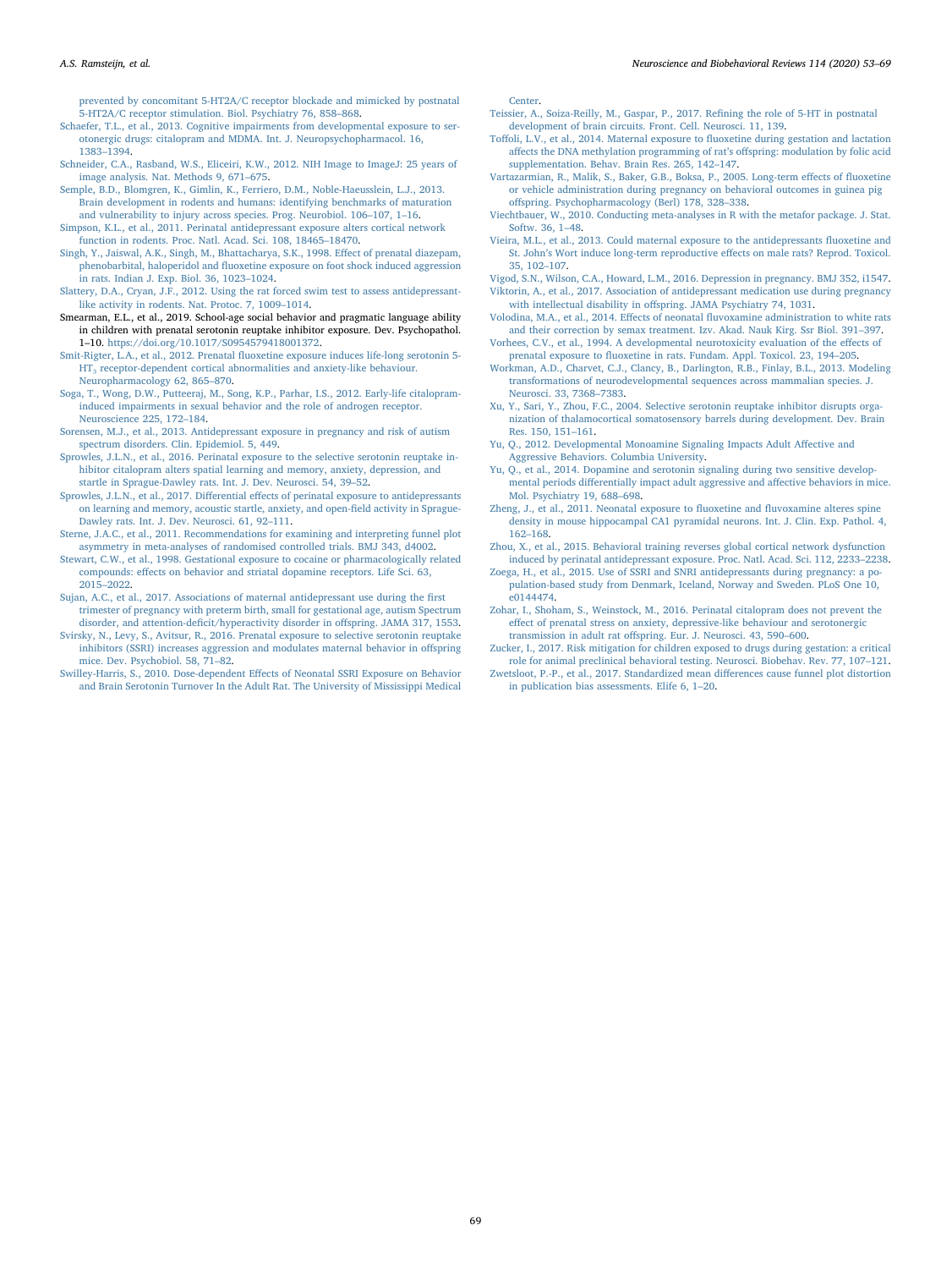prevented by concomitant 5-HT2A/C receptor blockade and mimicked by postnatal 5-HT2A/C receptor stimulation. Biol. Psychiatry 76, 858–868.

Schaefer, T.L., et al., 2013. Cognitive impairments from developmental exposure to serotonergic drugs: citalopram and MDMA. Int. J. Neuropsychopharmacol. 16, 1383–1394.

Schneider, C.A., Rasband, W.S., Eliceiri, K.W., 2012. NIH Image to ImageJ: 25 years of image analysis. Nat. Methods 9, 671–675.

Semple, B.D., Blomgren, K., Gimlin, K., Ferriero, D.M., Noble-Haeusslein, L.J., 2013. Brain development in rodents and humans: identifying benchmarks of maturation and vulnerability to injury across species. Prog. Neurobiol. 106–107, 1–16.

Simpson, K.L., et al., 2011. Perinatal antidepressant exposure alters cortical network function in rodents. Proc. Natl. Acad. Sci. 108, 18465–18470.

Singh, Y., Jaiswal, A.K., Singh, M., Bhattacharya, S.K., 1998. Effect of prenatal diazepam, phenobarbital, haloperidol and fluoxetine exposure on foot shock induced aggression in rats. Indian J. Exp. Biol. 36, 1023–1024.

Slattery, D.A., Cryan, J.F., 2012. Using the rat forced swim test to assess antidepressant-like activity in rodents. Nat. Protoc. 7, 1009–1014.

Smearman, E.L., et al., 2019. School-age social behavior and pragmatic language ability in children with prenatal serotonin reuptake inhibitor exposure. Dev. Psychopathol. 1–10. https://doi.org/10.1017/S0954579418001372.

Smit-Rigter, L.A., et al., 2012. Prenatal fluoxetine exposure induces life-long serotonin 5-$HT_3$ receptor-dependent cortical abnormalities and anxiety-like behaviour. Neuropharmacology 62, 865–870.

Soga, T., Wong, D.W., Putteeraj, M., Song, K.P., Parhar, I.S., 2012. Early-life citalopram-induced impairments in sexual behavior and the role of androgen receptor. Neuroscience 225, 172–184.

Sorensen, M.J., et al., 2013. Antidepressant exposure in pregnancy and risk of autism spectrum disorders. Clin. Epidemiol. 5, 449.

Sprowles, J.L.N., et al., 2016. Perinatal exposure to the selective serotonin reuptake inhibitor citalopram alters spatial learning and memory, anxiety, depression, and startle in Sprague-Dawley rats. Int. J. Dev. Neurosci. 54, 39–52.

Sprowles, J.L.N., et al., 2017. Differential effects of perinatal exposure to antidepressants on learning and memory, acoustic startle, anxiety, and open-field activity in Sprague-Dawley rats. Int. J. Dev. Neurosci. 61, 92–111.

Sterne, J.A.C., et al., 2011. Recommendations for examining and interpreting funnel plot asymmetry in meta-analyses of randomised controlled trials. BMJ 343, d4002.

Stewart, C.W., et al., 1998. Gestational exposure to cocaine or pharmacologically related compounds: effects on behavior and striatal dopamine receptors. Life Sci. 63, 2015–2022.

Sujan, A.C., et al., 2017. Associations of maternal antidepressant use during the first trimester of pregnancy with preterm birth, small for gestational age, autism Spectrum disorder, and attention-deficit/hyperactivity disorder in offspring. JAMA 317, 1553.

Svirsky, N., Levy, S., Avitsur, R., 2016. Prenatal exposure to selective serotonin reuptake inhibitors (SSRI) increases aggression and modulates maternal behavior in offspring mice. Dev. Psychobiol. 58, 71–82.

Swilley-Harris, S., 2010. Dose-dependent Effects of Neonatal SSRI Exposure on Behavior and Brain Serotonin Turnover In the Adult Rat. The University of Mississippi Medical Center.

Teissier, A., Soiza-Reilly, M., Gaspar, P., 2017. Refining the role of 5-HT in postnatal development of brain circuits. Front. Cell. Neurosci. 11, 139.

Toffoli, L.V., et al., 2014. Maternal exposure to fluoxetine during gestation and lactation affects the DNA methylation programming of rat's offspring: modulation by folic acid supplementation. Behav. Brain Res. 265, 142–147.

Vartazarmian, R., Malik, S., Baker, G.B., Boksa, P., 2005. Long-term effects of fluoxetine or vehicle administration during pregnancy on behavioral outcomes in guinea pig offspring. Psychopharmacology (Berl) 178, 328–338.

Viechtbauer, W., 2010. Conducting meta-analyses in R with the metafor package. J. Stat. Softw. 36, 1–48.

Vieira, M.L., et al., 2013. Could maternal exposure to the antidepressants fluoxetine and St. John's Wort induce long-term reproductive effects on male rats? Reprod. Toxicol. 35, 102–107.

Vigod, S.N., Wilson, C.A., Howard, L.M., 2016. Depression in pregnancy. BMJ 352, i1547.

Viktorin, A., et al., 2017. Association of antidepressant medication use during pregnancy with intellectual disability in offspring. JAMA Psychiatry 74, 1031.

Volodina, M.A., et al., 2014. Effects of neonatal fluvoxamine administration to white rats and their correction by semax treatment. Izv. Akad. Nauk Kirg. Ssr Biol. 391–397.

Vorhees, C.V., et al., 1994. A developmental neurotoxicity evaluation of the effects of prenatal exposure to fluoxetine in rats. Fundam. Appl. Toxicol. 23, 194–205.

Workman, A.D., Charvet, C.J., Clancy, B., Darlington, R.B., Finlay, B.L., 2013. Modeling transformations of neurodevelopmental sequences across mammalian species. J. Neurosci. 33, 7368–7383.

Xu, Y., Sari, Y., Zhou, F.C., 2004. Selective serotonin reuptake inhibitor disrupts organization of thalamocortical somatosensory barrels during development. Dev. Brain Res. 150, 151–161.

Yu, Q., 2012. Developmental Monoamine Signaling Impacts Adult Affective and Aggressive Behaviors. Columbia University.

Yu, Q., et al., 2014. Dopamine and serotonin signaling during two sensitive developmental periods differentially impact adult aggressive and affective behaviors in mice. Mol. Psychiatry 19, 688–698.

Zheng, J., et al., 2011. Neonatal exposure to fluoxetine and fluvoxamine alteres spine density in mouse hippocampal CA1 pyramidal neurons. Int. J. Clin. Exp. Pathol. 4, 162–168.

Zhou, X., et al., 2015. Behavioral training reverses global cortical network dysfunction induced by perinatal antidepressant exposure. Proc. Natl. Acad. Sci. 112, 2233–2238.

Zoega, H., et al., 2015. Use of SSRI and SNRI antidepressants during pregnancy: a population-based study from Denmark, Iceland, Norway and Sweden. PLoS One 10, e0144474.

Zohar, I., Shoham, S., Weinstock, M., 2016. Perinatal citalopram does not prevent the effect of prenatal stress on anxiety, depressive-like behaviour and serotonergic transmission in adult rat offspring. Eur. J. Neurosci. 43, 590–600.

Zucker, I., 2017. Risk mitigation for children exposed to drugs during gestation: a critical role for animal preclinical behavioral testing. Neurosci. Biobehav. Rev. 77, 107–121.

Zwetsloot, P.-P., et al., 2017. Standardized mean differences cause funnel plot distortion in publication bias assessments. Elife 6, 1–20.